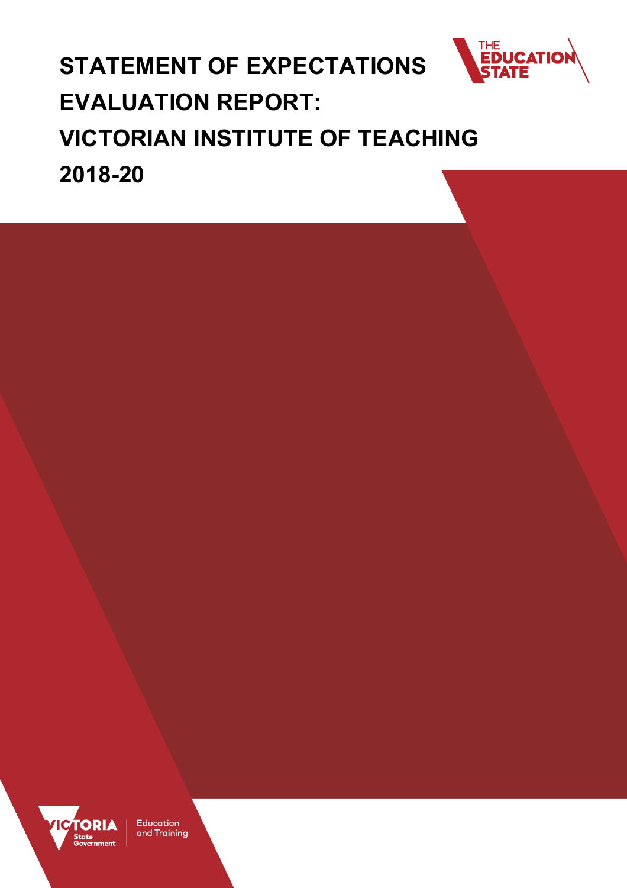# STATEMENT OF EXPECTATIONS EVALUATION REPORT: VICTORIAN INSTITUTE OF TEACHING 2018-20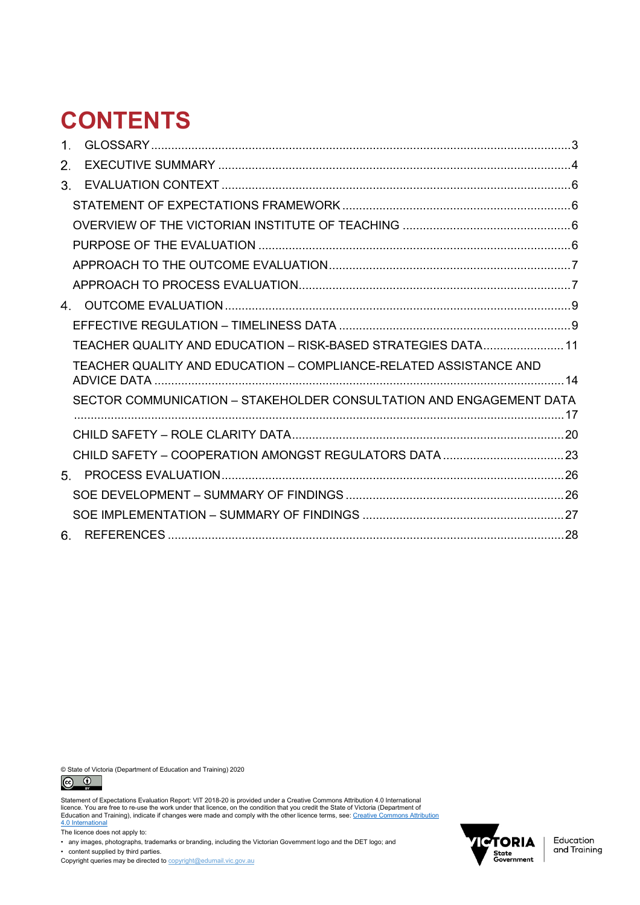# CONTENTS

1. GLOSSARY ...... 3
2. EXECUTIVE SUMMARY ...... 4
3. EVALUATION CONTEXT ...... 6
   - STATEMENT OF EXPECTATIONS FRAMEWORK ...... 6
   - OVERVIEW OF THE VICTORIAN INSTITUTE OF TEACHING ...... 6
   - PURPOSE OF THE EVALUATION ...... 6
   - APPROACH TO THE OUTCOME EVALUATION ...... 7
   - APPROACH TO PROCESS EVALUATION ...... 7
4. OUTCOME EVALUATION ...... 9
   - EFFECTIVE REGULATION – TIMELINESS DATA ...... 9
   - TEACHER QUALITY AND EDUCATION – RISK-BASED STRATEGIES DATA ...... 11
   - TEACHER QUALITY AND EDUCATION – COMPLIANCE-RELATED ASSISTANCE AND ADVICE DATA ...... 14
   - SECTOR COMMUNICATION – STAKEHOLDER CONSULTATION AND ENGAGEMENT DATA ...... 17
   - CHILD SAFETY – ROLE CLARITY DATA ...... 20
   - CHILD SAFETY – COOPERATION AMONGST REGULATORS DATA ...... 23
5. PROCESS EVALUATION ...... 26
   - SOE DEVELOPMENT – SUMMARY OF FINDINGS ...... 26
   - SOE IMPLEMENTATION – SUMMARY OF FINDINGS ...... 27
6. REFERENCES ...... 28

© State of Victoria (Department of Education and Training) 2020

Statement of Expectations Evaluation Report: VIT 2018-20 is provided under a Creative Commons Attribution 4.0 International licence. You are free to re-use the work under that licence, on the condition that you credit the State of Victoria (Department of Education and Training), indicate if changes were made and comply with the other licence terms, see: Creative Commons Attribution 4.0 International

The licence does not apply to:

- any images, photographs, trademarks or branding, including the Victorian Government logo and the DET logo; and
- content supplied by third parties.

Copyright queries may be directed to copyright@edumail.vic.gov.au

Education and Training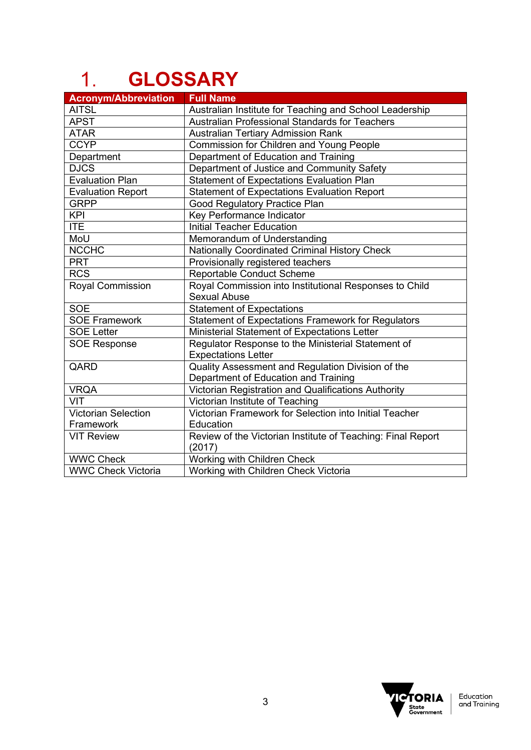# 1. GLOSSARY

| Acronym/Abbreviation | Full Name |
|---|---|
| AITSL | Australian Institute for Teaching and School Leadership |
| APST | Australian Professional Standards for Teachers |
| ATAR | Australian Tertiary Admission Rank |
| CCYP | Commission for Children and Young People |
| Department | Department of Education and Training |
| DJCS | Department of Justice and Community Safety |
| Evaluation Plan | Statement of Expectations Evaluation Plan |
| Evaluation Report | Statement of Expectations Evaluation Report |
| GRPP | Good Regulatory Practice Plan |
| KPI | Key Performance Indicator |
| ITE | Initial Teacher Education |
| MoU | Memorandum of Understanding |
| NCCHC | Nationally Coordinated Criminal History Check |
| PRT | Provisionally registered teachers |
| RCS | Reportable Conduct Scheme |
| Royal Commission | Royal Commission into Institutional Responses to Child Sexual Abuse |
| SOE | Statement of Expectations |
| SOE Framework | Statement of Expectations Framework for Regulators |
| SOE Letter | Ministerial Statement of Expectations Letter |
| SOE Response | Regulator Response to the Ministerial Statement of Expectations Letter |
| QARD | Quality Assessment and Regulation Division of the Department of Education and Training |
| VRQA | Victorian Registration and Qualifications Authority |
| VIT | Victorian Institute of Teaching |
| Victorian Selection Framework | Victorian Framework for Selection into Initial Teacher Education |
| VIT Review | Review of the Victorian Institute of Teaching: Final Report (2017) |
| WWC Check | Working with Children Check |
| WWC Check Victoria | Working with Children Check Victoria |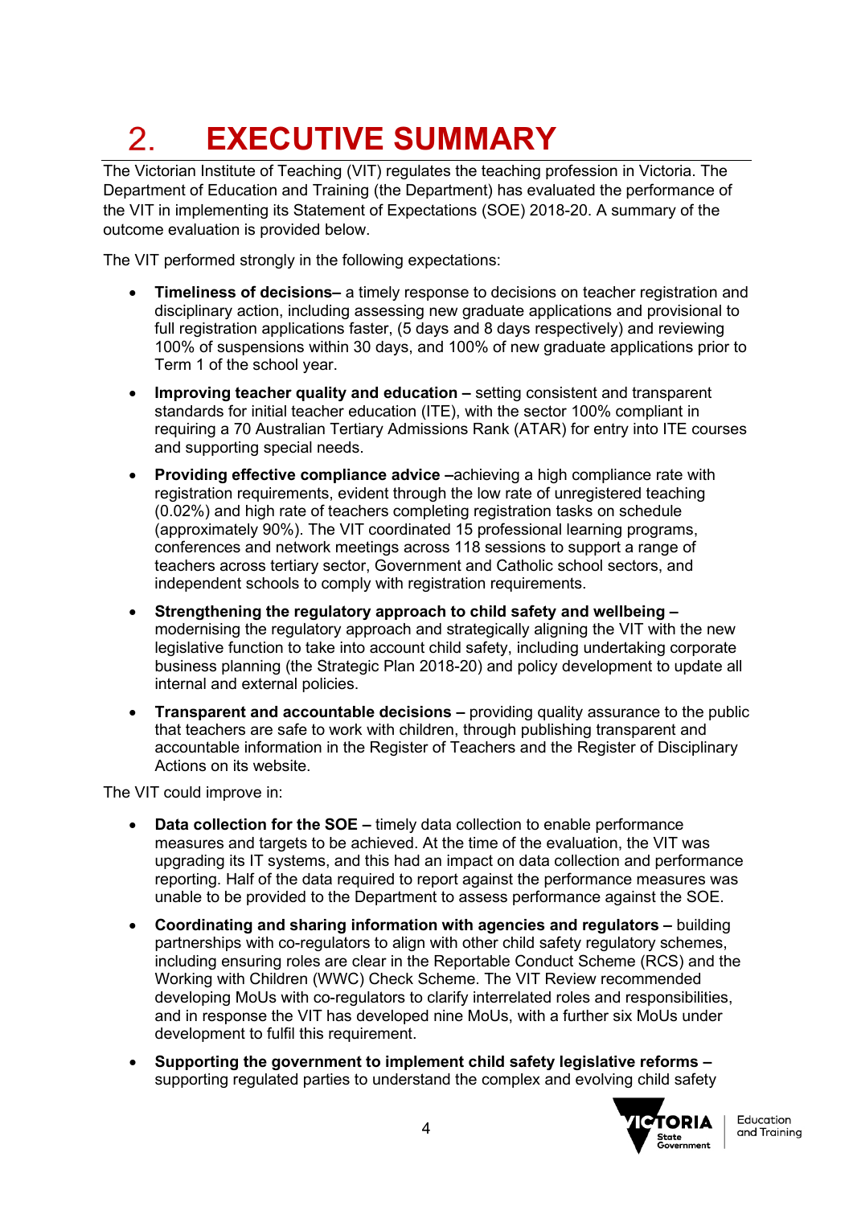# 2. EXECUTIVE SUMMARY

The Victorian Institute of Teaching (VIT) regulates the teaching profession in Victoria. The Department of Education and Training (the Department) has evaluated the performance of the VIT in implementing its Statement of Expectations (SOE) 2018-20. A summary of the outcome evaluation is provided below.

The VIT performed strongly in the following expectations:

- **Timeliness of decisions–** a timely response to decisions on teacher registration and disciplinary action, including assessing new graduate applications and provisional to full registration applications faster, (5 days and 8 days respectively) and reviewing 100% of suspensions within 30 days, and 100% of new graduate applications prior to Term 1 of the school year.
- **Improving teacher quality and education –** setting consistent and transparent standards for initial teacher education (ITE), with the sector 100% compliant in requiring a 70 Australian Tertiary Admissions Rank (ATAR) for entry into ITE courses and supporting special needs.
- **Providing effective compliance advice –**achieving a high compliance rate with registration requirements, evident through the low rate of unregistered teaching (0.02%) and high rate of teachers completing registration tasks on schedule (approximately 90%). The VIT coordinated 15 professional learning programs, conferences and network meetings across 118 sessions to support a range of teachers across tertiary sector, Government and Catholic school sectors, and independent schools to comply with registration requirements.
- **Strengthening the regulatory approach to child safety and wellbeing –** modernising the regulatory approach and strategically aligning the VIT with the new legislative function to take into account child safety, including undertaking corporate business planning (the Strategic Plan 2018-20) and policy development to update all internal and external policies.
- **Transparent and accountable decisions –** providing quality assurance to the public that teachers are safe to work with children, through publishing transparent and accountable information in the Register of Teachers and the Register of Disciplinary Actions on its website.

The VIT could improve in:

- **Data collection for the SOE –** timely data collection to enable performance measures and targets to be achieved. At the time of the evaluation, the VIT was upgrading its IT systems, and this had an impact on data collection and performance reporting. Half of the data required to report against the performance measures was unable to be provided to the Department to assess performance against the SOE.
- **Coordinating and sharing information with agencies and regulators –** building partnerships with co-regulators to align with other child safety regulatory schemes, including ensuring roles are clear in the Reportable Conduct Scheme (RCS) and the Working with Children (WWC) Check Scheme. The VIT Review recommended developing MoUs with co-regulators to clarify interrelated roles and responsibilities, and in response the VIT has developed nine MoUs, with a further six MoUs under development to fulfil this requirement.
- **Supporting the government to implement child safety legislative reforms –** supporting regulated parties to understand the complex and evolving child safety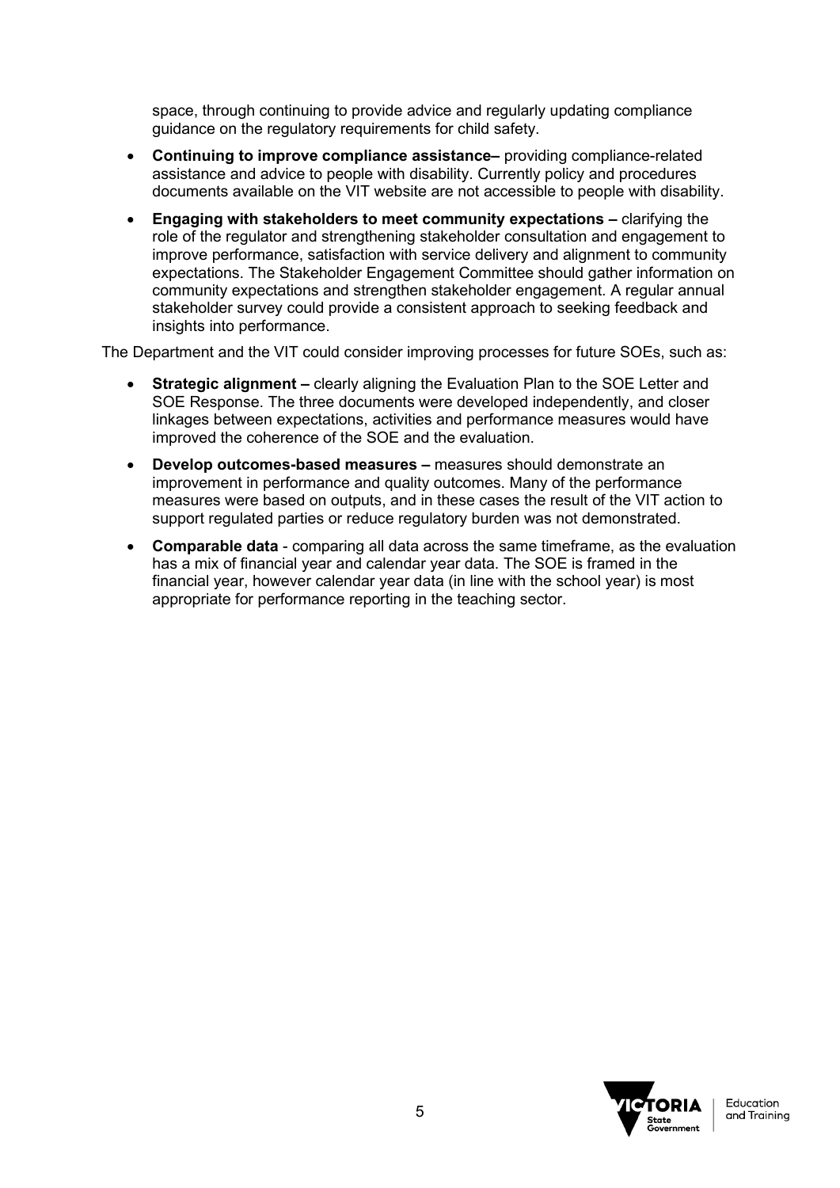space, through continuing to provide advice and regularly updating compliance guidance on the regulatory requirements for child safety.

- **Continuing to improve compliance assistance–** providing compliance-related assistance and advice to people with disability. Currently policy and procedures documents available on the VIT website are not accessible to people with disability.
- **Engaging with stakeholders to meet community expectations –** clarifying the role of the regulator and strengthening stakeholder consultation and engagement to improve performance, satisfaction with service delivery and alignment to community expectations. The Stakeholder Engagement Committee should gather information on community expectations and strengthen stakeholder engagement. A regular annual stakeholder survey could provide a consistent approach to seeking feedback and insights into performance.

The Department and the VIT could consider improving processes for future SOEs, such as:

- **Strategic alignment –** clearly aligning the Evaluation Plan to the SOE Letter and SOE Response. The three documents were developed independently, and closer linkages between expectations, activities and performance measures would have improved the coherence of the SOE and the evaluation.
- **Develop outcomes-based measures –** measures should demonstrate an improvement in performance and quality outcomes. Many of the performance measures were based on outputs, and in these cases the result of the VIT action to support regulated parties or reduce regulatory burden was not demonstrated.
- **Comparable data** - comparing all data across the same timeframe, as the evaluation has a mix of financial year and calendar year data. The SOE is framed in the financial year, however calendar year data (in line with the school year) is most appropriate for performance reporting in the teaching sector.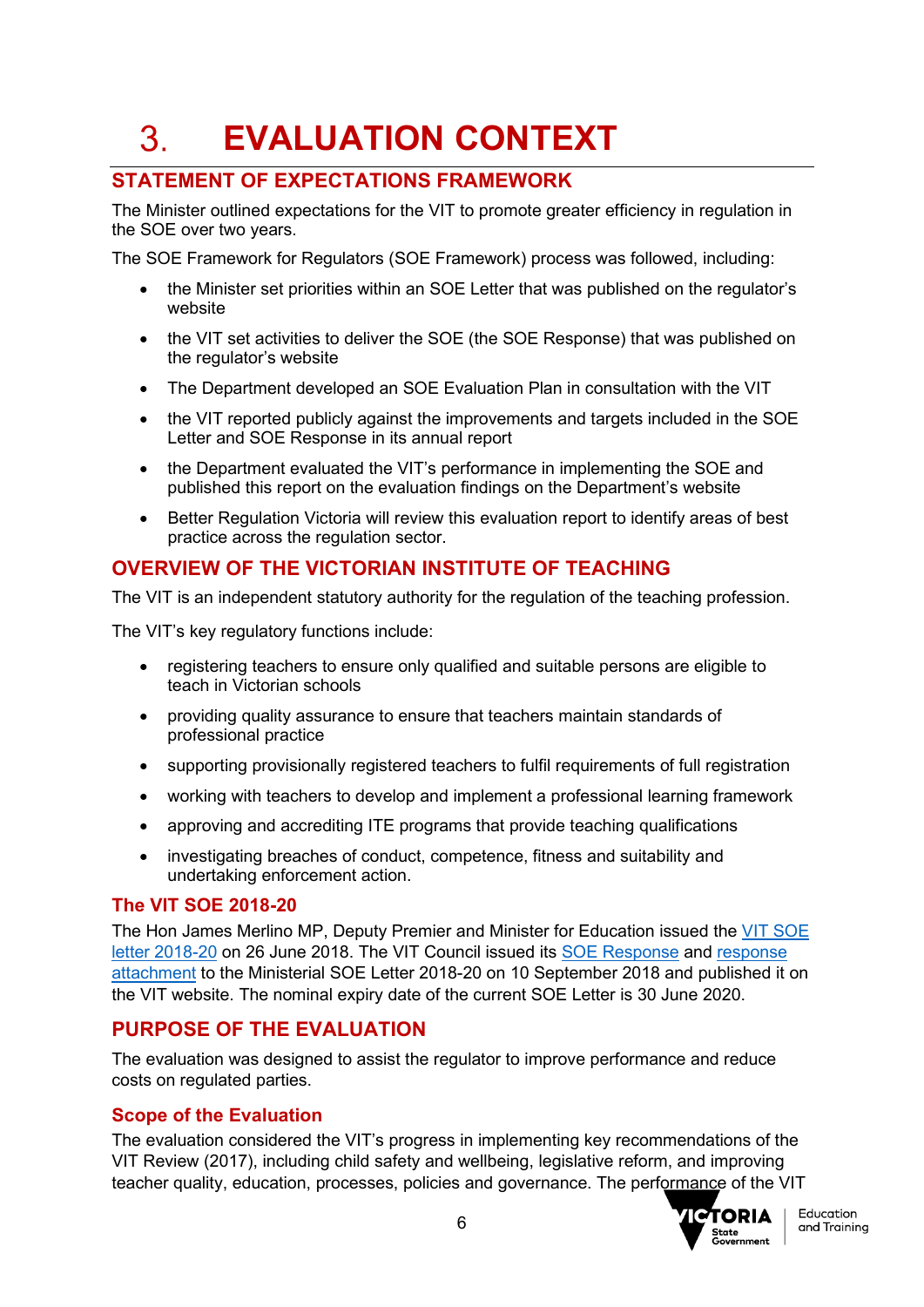# 3. EVALUATION CONTEXT

## STATEMENT OF EXPECTATIONS FRAMEWORK

The Minister outlined expectations for the VIT to promote greater efficiency in regulation in the SOE over two years.

The SOE Framework for Regulators (SOE Framework) process was followed, including:

- the Minister set priorities within an SOE Letter that was published on the regulator's website
- the VIT set activities to deliver the SOE (the SOE Response) that was published on the regulator's website
- The Department developed an SOE Evaluation Plan in consultation with the VIT
- the VIT reported publicly against the improvements and targets included in the SOE Letter and SOE Response in its annual report
- the Department evaluated the VIT's performance in implementing the SOE and published this report on the evaluation findings on the Department's website
- Better Regulation Victoria will review this evaluation report to identify areas of best practice across the regulation sector.

## OVERVIEW OF THE VICTORIAN INSTITUTE OF TEACHING

The VIT is an independent statutory authority for the regulation of the teaching profession.

The VIT's key regulatory functions include:

- registering teachers to ensure only qualified and suitable persons are eligible to teach in Victorian schools
- providing quality assurance to ensure that teachers maintain standards of professional practice
- supporting provisionally registered teachers to fulfil requirements of full registration
- working with teachers to develop and implement a professional learning framework
- approving and accrediting ITE programs that provide teaching qualifications
- investigating breaches of conduct, competence, fitness and suitability and undertaking enforcement action.

### The VIT SOE 2018-20

The Hon James Merlino MP, Deputy Premier and Minister for Education issued the VIT SOE letter 2018-20 on 26 June 2018. The VIT Council issued its SOE Response and response attachment to the Ministerial SOE Letter 2018-20 on 10 September 2018 and published it on the VIT website. The nominal expiry date of the current SOE Letter is 30 June 2020.

## PURPOSE OF THE EVALUATION

The evaluation was designed to assist the regulator to improve performance and reduce costs on regulated parties.

### Scope of the Evaluation

The evaluation considered the VIT's progress in implementing key recommendations of the VIT Review (2017), including child safety and wellbeing, legislative reform, and improving teacher quality, education, processes, policies and governance. The performance of the VIT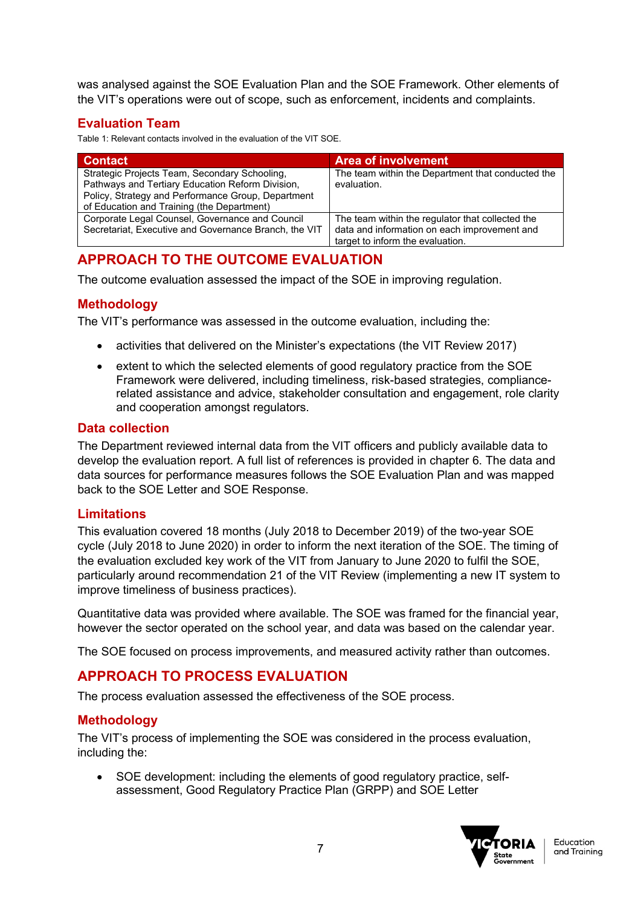was analysed against the SOE Evaluation Plan and the SOE Framework. Other elements of the VIT's operations were out of scope, such as enforcement, incidents and complaints.

### Evaluation Team

Table 1: Relevant contacts involved in the evaluation of the VIT SOE.

| Contact | Area of involvement |
|---|---|
| Strategic Projects Team, Secondary Schooling, Pathways and Tertiary Education Reform Division, Policy, Strategy and Performance Group, Department of Education and Training (the Department) | The team within the Department that conducted the evaluation. |
| Corporate Legal Counsel, Governance and Council Secretariat, Executive and Governance Branch, the VIT | The team within the regulator that collected the data and information on each improvement and target to inform the evaluation. |

## APPROACH TO THE OUTCOME EVALUATION

The outcome evaluation assessed the impact of the SOE in improving regulation.

### Methodology

The VIT's performance was assessed in the outcome evaluation, including the:

- activities that delivered on the Minister's expectations (the VIT Review 2017)
- extent to which the selected elements of good regulatory practice from the SOE Framework were delivered, including timeliness, risk-based strategies, compliance-related assistance and advice, stakeholder consultation and engagement, role clarity and cooperation amongst regulators.

### Data collection

The Department reviewed internal data from the VIT officers and publicly available data to develop the evaluation report. A full list of references is provided in chapter 6. The data and data sources for performance measures follows the SOE Evaluation Plan and was mapped back to the SOE Letter and SOE Response.

### Limitations

This evaluation covered 18 months (July 2018 to December 2019) of the two-year SOE cycle (July 2018 to June 2020) in order to inform the next iteration of the SOE. The timing of the evaluation excluded key work of the VIT from January to June 2020 to fulfil the SOE, particularly around recommendation 21 of the VIT Review (implementing a new IT system to improve timeliness of business practices).

Quantitative data was provided where available. The SOE was framed for the financial year, however the sector operated on the school year, and data was based on the calendar year.

The SOE focused on process improvements, and measured activity rather than outcomes.

## APPROACH TO PROCESS EVALUATION

The process evaluation assessed the effectiveness of the SOE process.

### Methodology

The VIT's process of implementing the SOE was considered in the process evaluation, including the:

- SOE development: including the elements of good regulatory practice, self-assessment, Good Regulatory Practice Plan (GRPP) and SOE Letter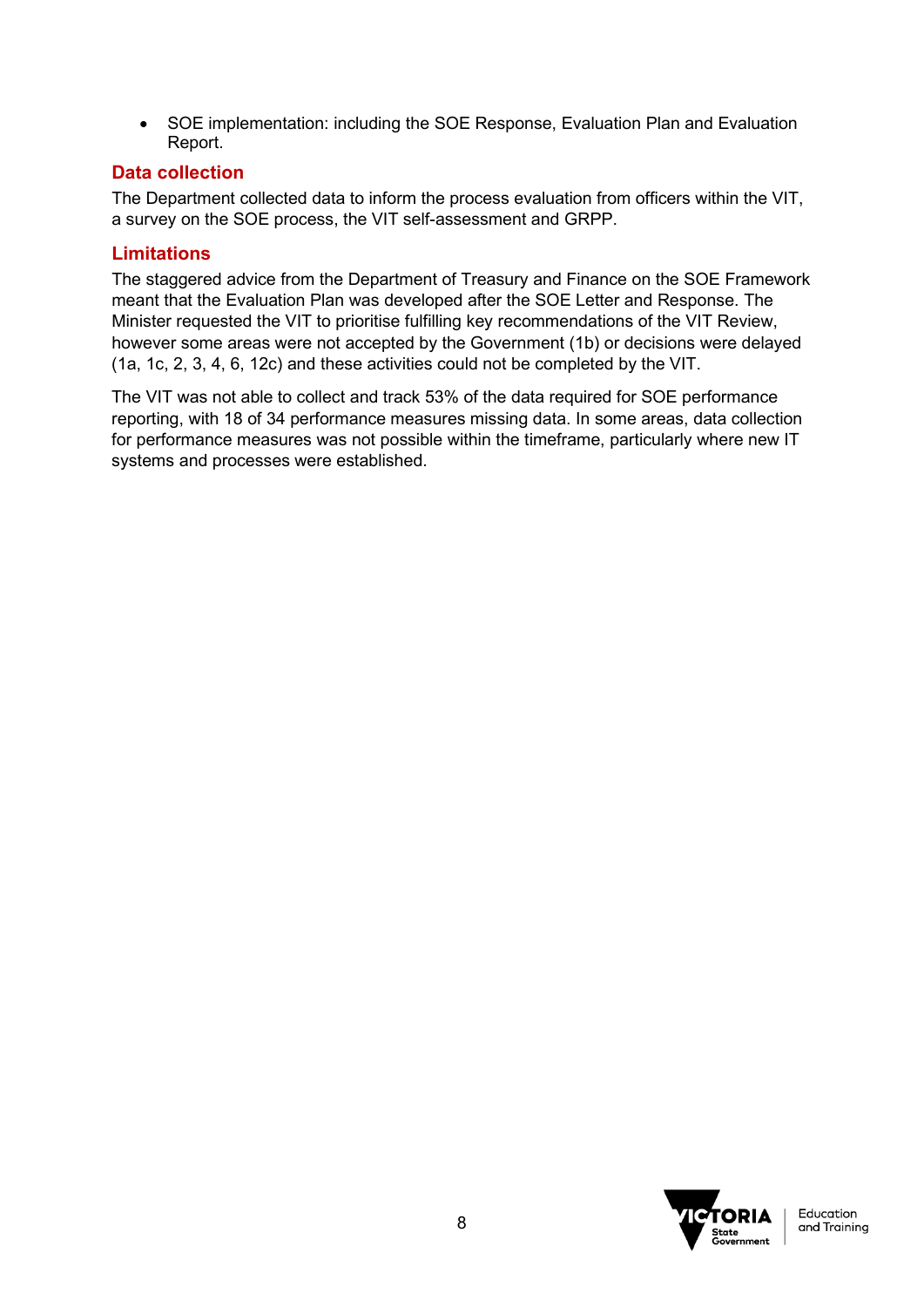- SOE implementation: including the SOE Response, Evaluation Plan and Evaluation Report.

## Data collection

The Department collected data to inform the process evaluation from officers within the VIT, a survey on the SOE process, the VIT self-assessment and GRPP.

## Limitations

The staggered advice from the Department of Treasury and Finance on the SOE Framework meant that the Evaluation Plan was developed after the SOE Letter and Response. The Minister requested the VIT to prioritise fulfilling key recommendations of the VIT Review, however some areas were not accepted by the Government (1b) or decisions were delayed (1a, 1c, 2, 3, 4, 6, 12c) and these activities could not be completed by the VIT.

The VIT was not able to collect and track 53% of the data required for SOE performance reporting, with 18 of 34 performance measures missing data. In some areas, data collection for performance measures was not possible within the timeframe, particularly where new IT systems and processes were established.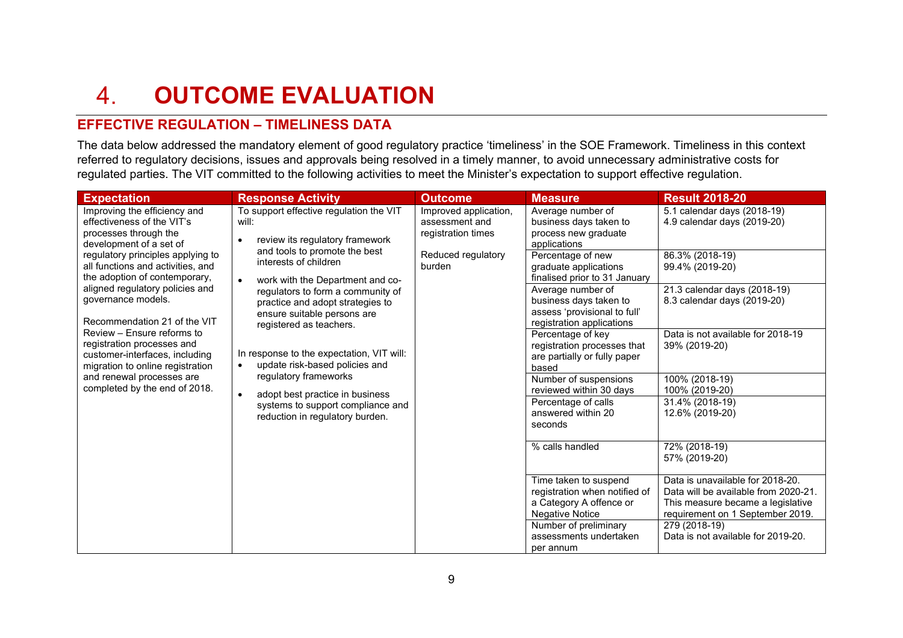# 4. OUTCOME EVALUATION

## EFFECTIVE REGULATION – TIMELINESS DATA

The data below addressed the mandatory element of good regulatory practice 'timeliness' in the SOE Framework. Timeliness in this context referred to regulatory decisions, issues and approvals being resolved in a timely manner, to avoid unnecessary administrative costs for regulated parties. The VIT committed to the following activities to meet the Minister's expectation to support effective regulation.

| Expectation | Response Activity | Outcome | Measure | Result 2018-20 |
|---|---|---|---|---|
| Improving the efficiency and effectiveness of the VIT's processes through the development of a set of regulatory principles applying to all functions and activities, and the adoption of contemporary, aligned regulatory policies and governance models.<br><br>Recommendation 21 of the VIT Review – Ensure reforms to registration processes and customer-interfaces, including migration to online registration and renewal processes are completed by the end of 2018. | To support effective regulation the VIT will:<br>• review its regulatory framework and tools to promote the best interests of children<br>• work with the Department and co-regulators to form a community of practice and adopt strategies to ensure suitable persons are registered as teachers.<br><br>In response to the expectation, VIT will:<br>• update risk-based policies and regulatory frameworks<br>• adopt best practice in business systems to support compliance and reduction in regulatory burden. | Improved application, assessment and registration times<br><br>Reduced regulatory burden | Average number of business days taken to process new graduate applications | 5.1 calendar days (2018-19)<br>4.9 calendar days (2019-20) |
| | | | Percentage of new graduate applications finalised prior to 31 January | 86.3% (2018-19)<br>99.4% (2019-20) |
| | | | Average number of business days taken to assess 'provisional to full' registration applications | 21.3 calendar days (2018-19)<br>8.3 calendar days (2019-20) |
| | | | Percentage of key registration processes that are partially or fully paper based | Data is not available for 2018-19<br>39% (2019-20) |
| | | | Number of suspensions reviewed within 30 days | 100% (2018-19)<br>100% (2019-20) |
| | | | Percentage of calls answered within 20 seconds | 31.4% (2018-19)<br>12.6% (2019-20) |
| | | | % calls handled | 72% (2018-19)<br>57% (2019-20) |
| | | | Time taken to suspend registration when notified of a Category A offence or Negative Notice | Data is unavailable for 2018-20. Data will be available from 2020-21. This measure became a legislative requirement on 1 September 2019. |
| | | | Number of preliminary assessments undertaken per annum | 279 (2018-19)<br>Data is not available for 2019-20. |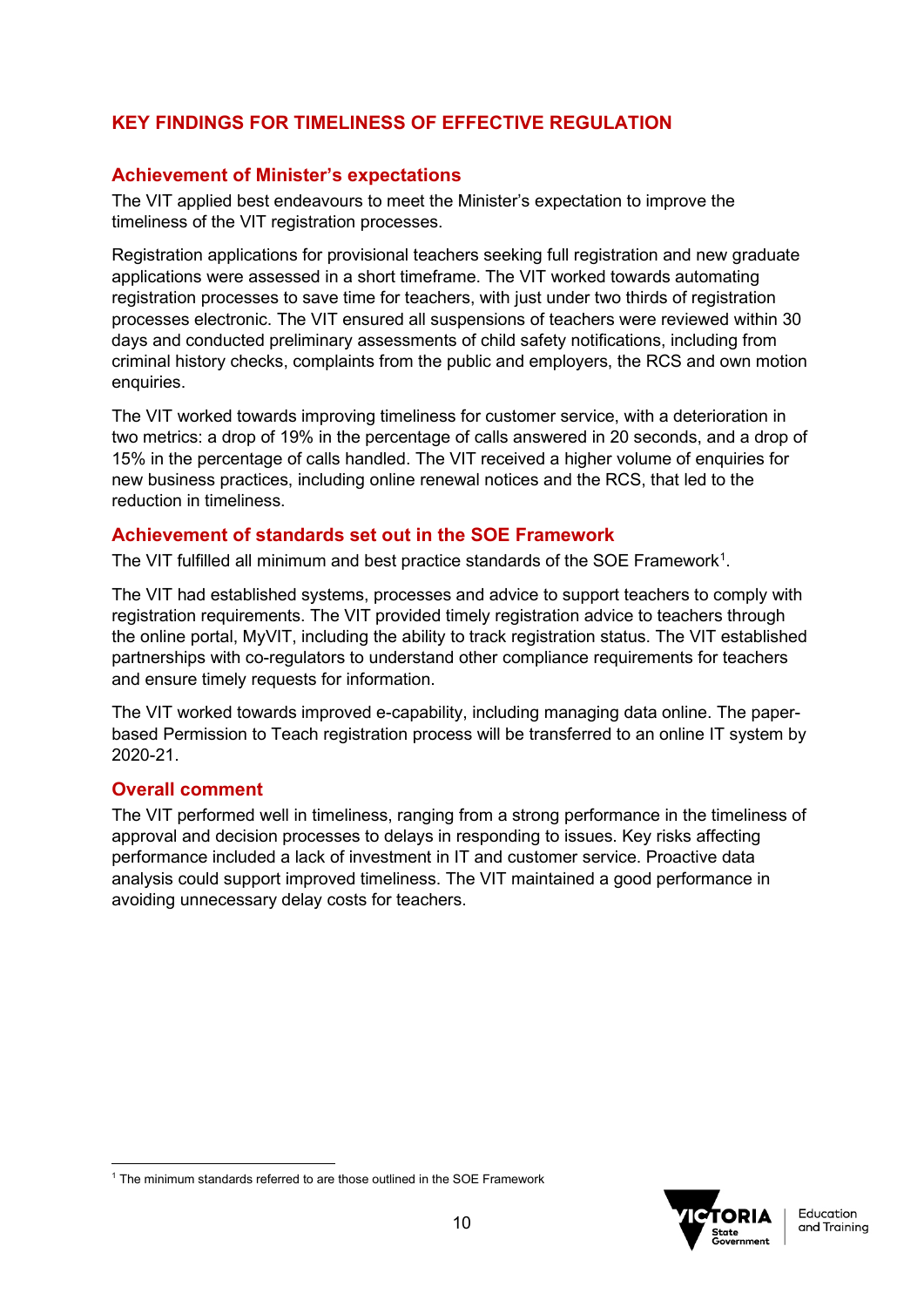## KEY FINDINGS FOR TIMELINESS OF EFFECTIVE REGULATION

### Achievement of Minister's expectations

The VIT applied best endeavours to meet the Minister's expectation to improve the timeliness of the VIT registration processes.

Registration applications for provisional teachers seeking full registration and new graduate applications were assessed in a short timeframe. The VIT worked towards automating registration processes to save time for teachers, with just under two thirds of registration processes electronic. The VIT ensured all suspensions of teachers were reviewed within 30 days and conducted preliminary assessments of child safety notifications, including from criminal history checks, complaints from the public and employers, the RCS and own motion enquiries.

The VIT worked towards improving timeliness for customer service, with a deterioration in two metrics: a drop of 19% in the percentage of calls answered in 20 seconds, and a drop of 15% in the percentage of calls handled. The VIT received a higher volume of enquiries for new business practices, including online renewal notices and the RCS, that led to the reduction in timeliness.

### Achievement of standards set out in the SOE Framework

The VIT fulfilled all minimum and best practice standards of the SOE Framework[1].

The VIT had established systems, processes and advice to support teachers to comply with registration requirements. The VIT provided timely registration advice to teachers through the online portal, MyVIT, including the ability to track registration status. The VIT established partnerships with co-regulators to understand other compliance requirements for teachers and ensure timely requests for information.

The VIT worked towards improved e-capability, including managing data online. The paper-based Permission to Teach registration process will be transferred to an online IT system by 2020-21.

### Overall comment

The VIT performed well in timeliness, ranging from a strong performance in the timeliness of approval and decision processes to delays in responding to issues. Key risks affecting performance included a lack of investment in IT and customer service. Proactive data analysis could support improved timeliness. The VIT maintained a good performance in avoiding unnecessary delay costs for teachers.

[1] The minimum standards referred to are those outlined in the SOE Framework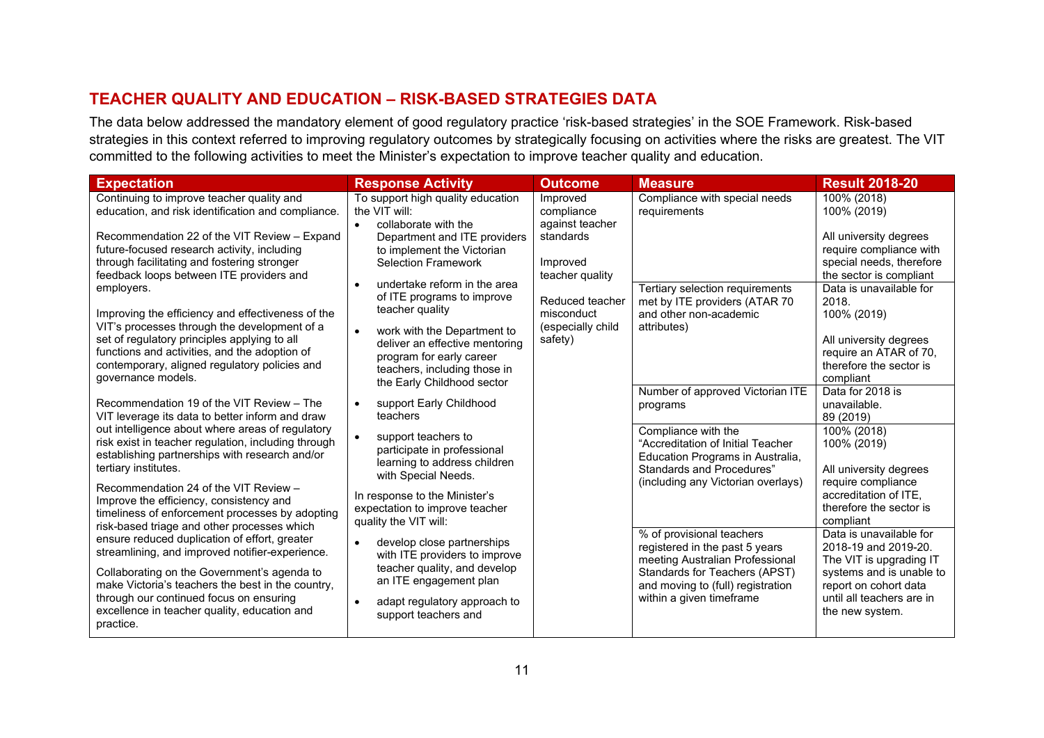## TEACHER QUALITY AND EDUCATION – RISK-BASED STRATEGIES DATA

The data below addressed the mandatory element of good regulatory practice 'risk-based strategies' in the SOE Framework. Risk-based strategies in this context referred to improving regulatory outcomes by strategically focusing on activities where the risks are greatest. The VIT committed to the following activities to meet the Minister's expectation to improve teacher quality and education.

| Expectation | Response Activity | Outcome | Measure | Result 2018-20 |
|---|---|---|---|---|
| Continuing to improve teacher quality and education, and risk identification and compliance.<br><br>Recommendation 22 of the VIT Review – Expand future-focused research activity, including through facilitating and fostering stronger feedback loops between ITE providers and employers.<br><br>Improving the efficiency and effectiveness of the VIT's processes through the development of a set of regulatory principles applying to all functions and activities, and the adoption of contemporary, aligned regulatory policies and governance models.<br><br>Recommendation 19 of the VIT Review – The VIT leverage its data to better inform and draw out intelligence about where areas of regulatory risk exist in teacher regulation, including through establishing partnerships with research and/or tertiary institutes.<br><br>Recommendation 24 of the VIT Review – Improve the efficiency, consistency and timeliness of enforcement processes by adopting risk-based triage and other processes which ensure reduced duplication of effort, greater streamlining, and improved notifier-experience.<br><br>Collaborating on the Government's agenda to make Victoria's teachers the best in the country, through our continued focus on ensuring excellence in teacher quality, education and practice. | To support high quality education the VIT will:<br>• collaborate with the Department and ITE providers to implement the Victorian Selection Framework<br>• undertake reform in the area of ITE programs to improve teacher quality<br>• work with the Department to deliver an effective mentoring program for early career teachers, including those in the Early Childhood sector<br>• support Early Childhood teachers<br>• support teachers to participate in professional learning to address children with Special Needs.<br><br>In response to the Minister's expectation to improve teacher quality the VIT will:<br>• develop close partnerships with ITE providers to improve teacher quality, and develop an ITE engagement plan<br>• adapt regulatory approach to support teachers and | Improved compliance against teacher standards<br><br>Improved teacher quality<br><br>Reduced teacher misconduct (especially child safety) | Compliance with special needs requirements | 100% (2018)<br>100% (2019)<br><br>All university degrees require compliance with special needs, therefore the sector is compliant |
| | | | Tertiary selection requirements met by ITE providers (ATAR 70 and other non-academic attributes) | Data is unavailable for 2018.<br>100% (2019)<br><br>All university degrees require an ATAR of 70, therefore the sector is compliant |
| | | | Number of approved Victorian ITE programs | Data for 2018 is unavailable.<br>89 (2019) |
| | | | Compliance with the "Accreditation of Initial Teacher Education Programs in Australia, Standards and Procedures" (including any Victorian overlays) | 100% (2018)<br>100% (2019)<br><br>All university degrees require compliance accreditation of ITE, therefore the sector is compliant |
| | | | % of provisional teachers registered in the past 5 years meeting Australian Professional Standards for Teachers (APST) and moving to (full) registration within a given timeframe | Data is unavailable for 2018-19 and 2019-20. The VIT is upgrading IT systems and is unable to report on cohort data until all teachers are in the new system. |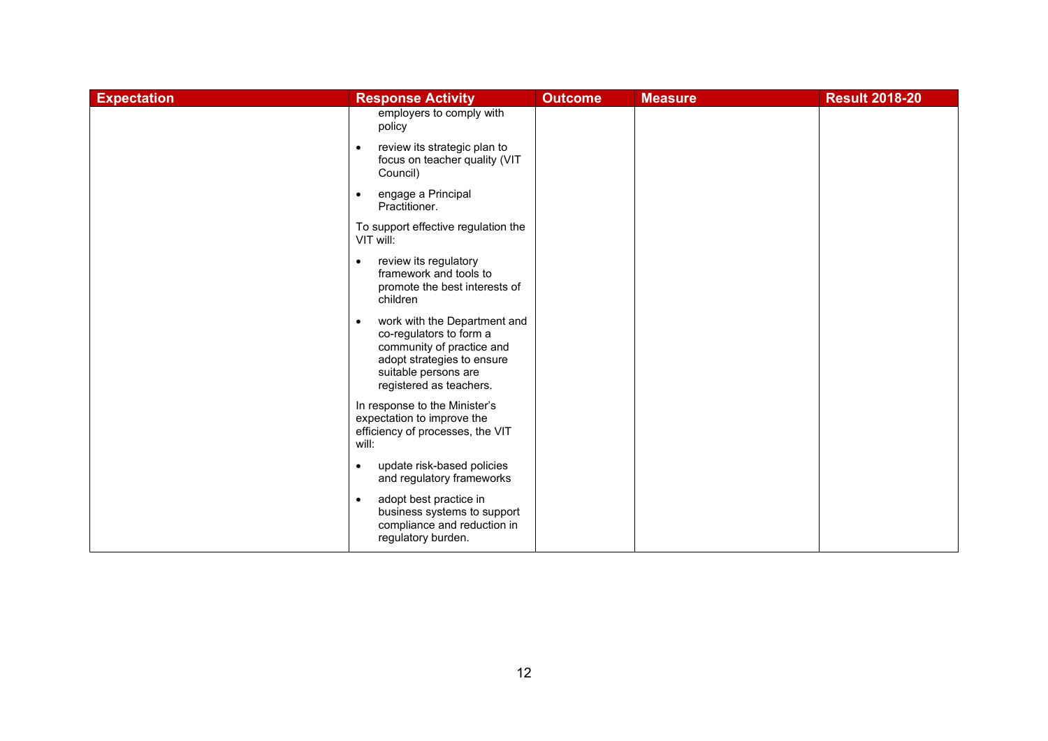| Expectation | Response Activity | Outcome | Measure | Result 2018-20 |
|---|---|---|---|---|
| | employers to comply with policy<br><br>• review its strategic plan to focus on teacher quality (VIT Council)<br><br>• engage a Principal Practitioner.<br><br>To support effective regulation the VIT will:<br><br>• review its regulatory framework and tools to promote the best interests of children<br><br>• work with the Department and co-regulators to form a community of practice and adopt strategies to ensure suitable persons are registered as teachers.<br><br>In response to the Minister's expectation to improve the efficiency of processes, the VIT will:<br><br>• update risk-based policies and regulatory frameworks<br><br>• adopt best practice in business systems to support compliance and reduction in regulatory burden. | | | |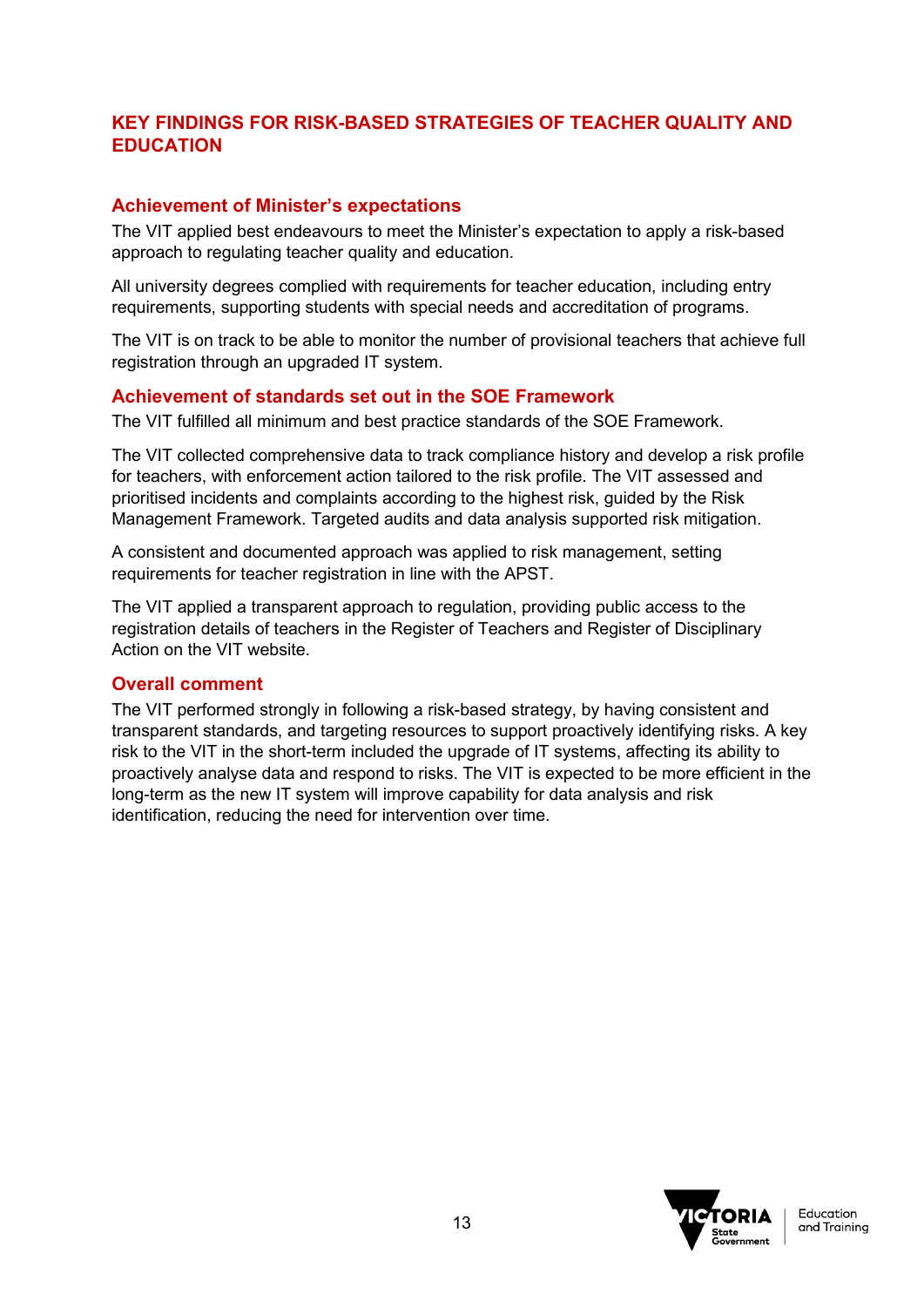## KEY FINDINGS FOR RISK-BASED STRATEGIES OF TEACHER QUALITY AND EDUCATION

### Achievement of Minister's expectations

The VIT applied best endeavours to meet the Minister's expectation to apply a risk-based approach to regulating teacher quality and education.

All university degrees complied with requirements for teacher education, including entry requirements, supporting students with special needs and accreditation of programs.

The VIT is on track to be able to monitor the number of provisional teachers that achieve full registration through an upgraded IT system.

### Achievement of standards set out in the SOE Framework

The VIT fulfilled all minimum and best practice standards of the SOE Framework.

The VIT collected comprehensive data to track compliance history and develop a risk profile for teachers, with enforcement action tailored to the risk profile. The VIT assessed and prioritised incidents and complaints according to the highest risk, guided by the Risk Management Framework. Targeted audits and data analysis supported risk mitigation.

A consistent and documented approach was applied to risk management, setting requirements for teacher registration in line with the APST.

The VIT applied a transparent approach to regulation, providing public access to the registration details of teachers in the Register of Teachers and Register of Disciplinary Action on the VIT website.

### Overall comment

The VIT performed strongly in following a risk-based strategy, by having consistent and transparent standards, and targeting resources to support proactively identifying risks. A key risk to the VIT in the short-term included the upgrade of IT systems, affecting its ability to proactively analyse data and respond to risks. The VIT is expected to be more efficient in the long-term as the new IT system will improve capability for data analysis and risk identification, reducing the need for intervention over time.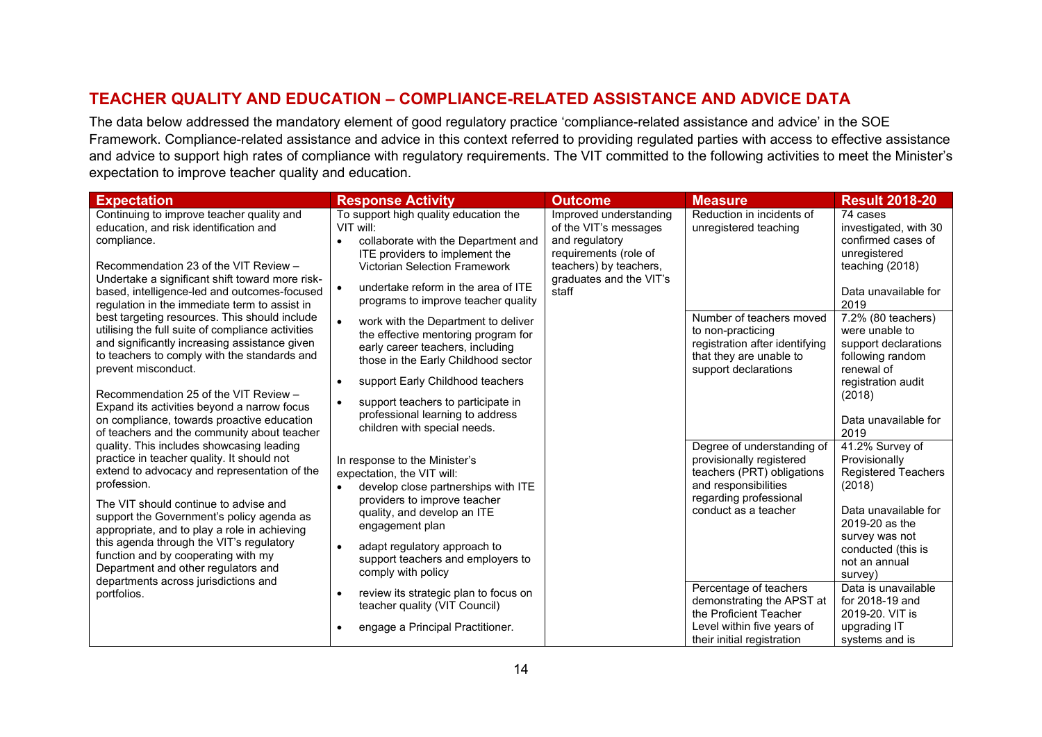## TEACHER QUALITY AND EDUCATION – COMPLIANCE-RELATED ASSISTANCE AND ADVICE DATA

The data below addressed the mandatory element of good regulatory practice 'compliance-related assistance and advice' in the SOE Framework. Compliance-related assistance and advice in this context referred to providing regulated parties with access to effective assistance and advice to support high rates of compliance with regulatory requirements. The VIT committed to the following activities to meet the Minister's expectation to improve teacher quality and education.

| Expectation | Response Activity | Outcome | Measure | Result 2018-20 |
|---|---|---|---|---|
| Continuing to improve teacher quality and education, and risk identification and compliance.<br><br>Recommendation 23 of the VIT Review – Undertake a significant shift toward more risk-based, intelligence-led and outcomes-focused regulation in the immediate term to assist in best targeting resources. This should include utilising the full suite of compliance activities and significantly increasing assistance given to teachers to comply with the standards and prevent misconduct.<br><br>Recommendation 25 of the VIT Review – Expand its activities beyond a narrow focus on compliance, towards proactive education of teachers and the community about teacher quality. This includes showcasing leading practice in teacher quality. It should not extend to advocacy and representation of the profession.<br><br>The VIT should continue to advise and support the Government's policy agenda as appropriate, and to play a role in achieving this agenda through the VIT's regulatory function and by cooperating with my Department and other regulators and departments across jurisdictions and portfolios. | To support high quality education the VIT will:<br>• collaborate with the Department and ITE providers to implement the Victorian Selection Framework<br>• undertake reform in the area of ITE programs to improve teacher quality<br>• work with the Department to deliver the effective mentoring program for early career teachers, including those in the Early Childhood sector<br>• support Early Childhood teachers<br>• support teachers to participate in professional learning to address children with special needs.<br><br>In response to the Minister's expectation, the VIT will:<br>• develop close partnerships with ITE providers to improve teacher quality, and develop an ITE engagement plan<br>• adapt regulatory approach to support teachers and employers to comply with policy<br>• review its strategic plan to focus on teacher quality (VIT Council)<br>• engage a Principal Practitioner. | Improved understanding of the VIT's messages and regulatory requirements (role of teachers) by teachers, graduates and the VIT's staff | Reduction in incidents of unregistered teaching | 74 cases investigated, with 30 confirmed cases of unregistered teaching (2018)<br><br>Data unavailable for 2019 |
| | | | Number of teachers moved to non-practicing registration after identifying that they are unable to support declarations | 7.2% (80 teachers) were unable to support declarations following random renewal of registration audit (2018)<br><br>Data unavailable for 2019 |
| | | | Degree of understanding of provisionally registered teachers (PRT) obligations and responsibilities regarding professional conduct as a teacher | 41.2% Survey of Provisionally Registered Teachers (2018)<br><br>Data unavailable for 2019-20 as the survey was not conducted (this is not an annual survey) |
| | | | Percentage of teachers demonstrating the APST at the Proficient Teacher Level within five years of their initial registration | Data is unavailable for 2018-19 and 2019-20. VIT is upgrading IT systems and is |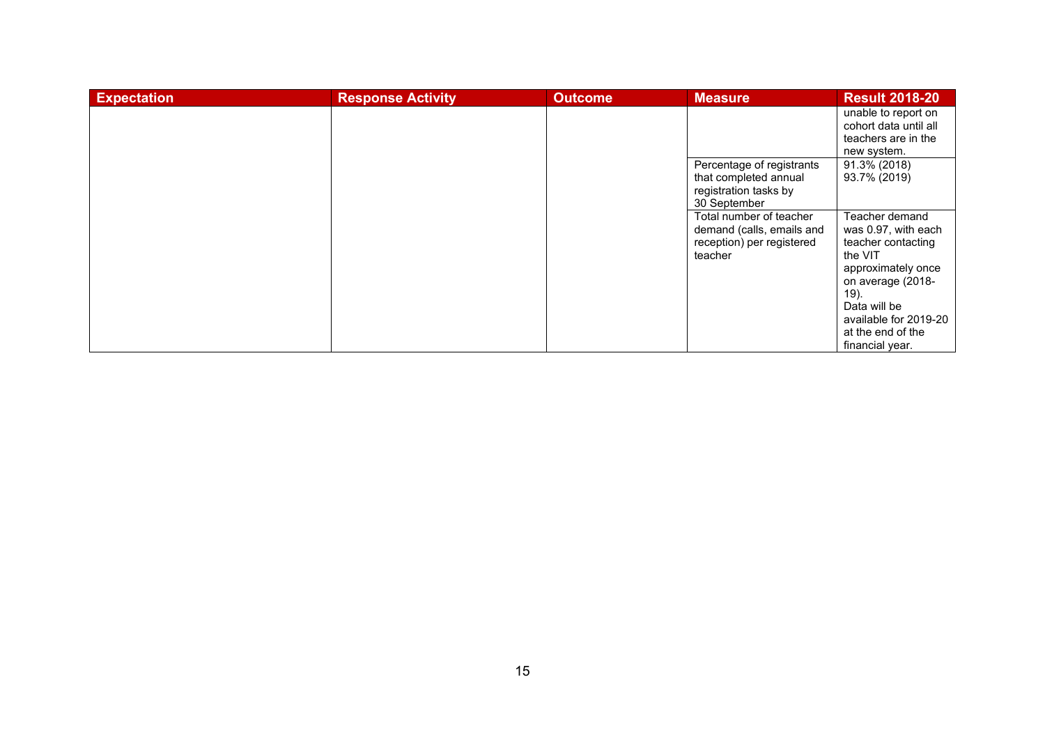| Expectation | Response Activity | Outcome | Measure | Result 2018-20 |
|---|---|---|---|---|
| | | | | unable to report on cohort data until all teachers are in the new system. |
| | | | Percentage of registrants that completed annual registration tasks by 30 September | 91.3% (2018)<br>93.7% (2019) |
| | | | Total number of teacher demand (calls, emails and reception) per registered teacher | Teacher demand was 0.97, with each teacher contacting the VIT approximately once on average (2018-19).<br>Data will be available for 2019-20 at the end of the financial year. |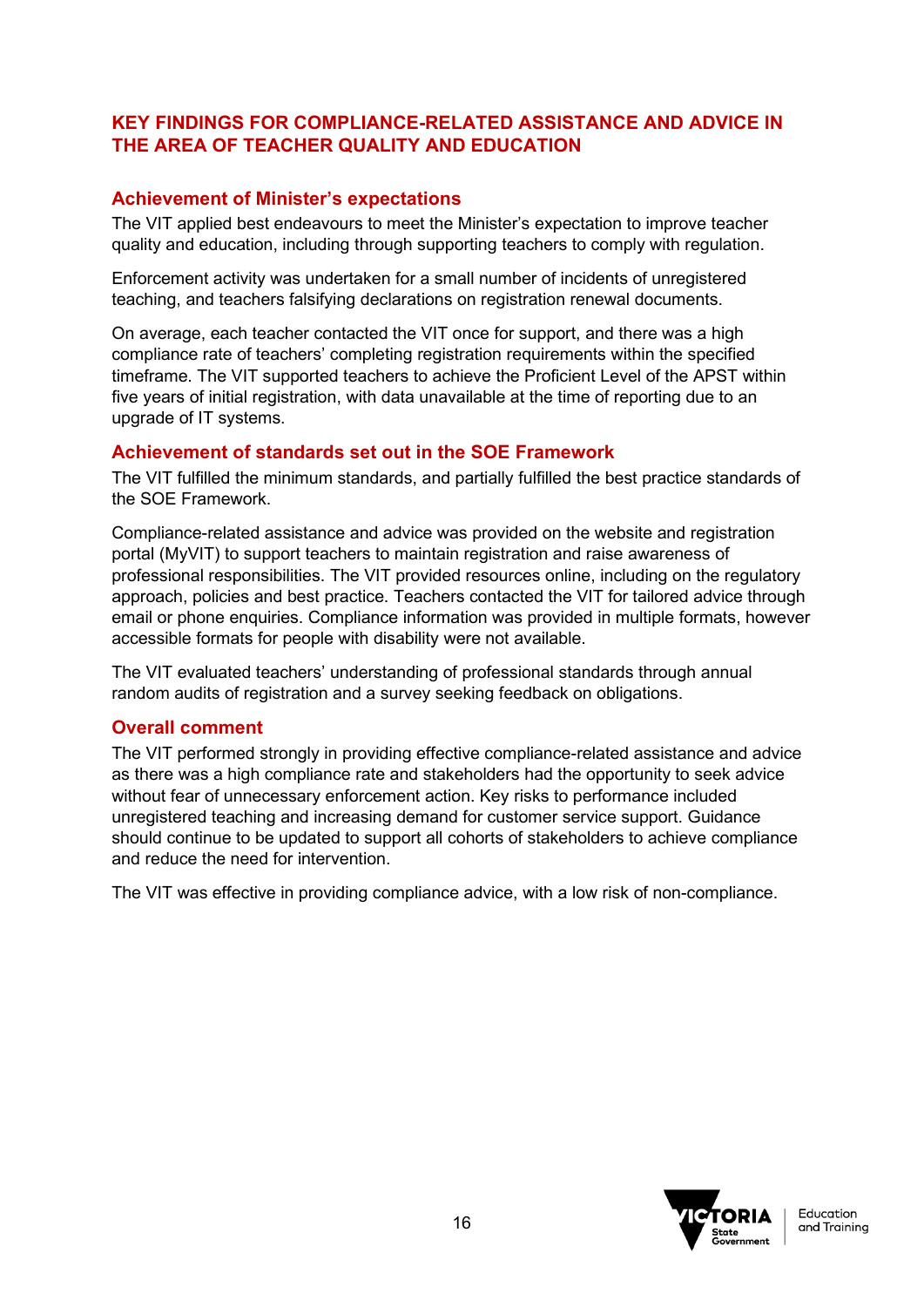## KEY FINDINGS FOR COMPLIANCE-RELATED ASSISTANCE AND ADVICE IN THE AREA OF TEACHER QUALITY AND EDUCATION

### Achievement of Minister's expectations

The VIT applied best endeavours to meet the Minister's expectation to improve teacher quality and education, including through supporting teachers to comply with regulation.

Enforcement activity was undertaken for a small number of incidents of unregistered teaching, and teachers falsifying declarations on registration renewal documents.

On average, each teacher contacted the VIT once for support, and there was a high compliance rate of teachers' completing registration requirements within the specified timeframe. The VIT supported teachers to achieve the Proficient Level of the APST within five years of initial registration, with data unavailable at the time of reporting due to an upgrade of IT systems.

### Achievement of standards set out in the SOE Framework

The VIT fulfilled the minimum standards, and partially fulfilled the best practice standards of the SOE Framework.

Compliance-related assistance and advice was provided on the website and registration portal (MyVIT) to support teachers to maintain registration and raise awareness of professional responsibilities. The VIT provided resources online, including on the regulatory approach, policies and best practice. Teachers contacted the VIT for tailored advice through email or phone enquiries. Compliance information was provided in multiple formats, however accessible formats for people with disability were not available.

The VIT evaluated teachers' understanding of professional standards through annual random audits of registration and a survey seeking feedback on obligations.

### Overall comment

The VIT performed strongly in providing effective compliance-related assistance and advice as there was a high compliance rate and stakeholders had the opportunity to seek advice without fear of unnecessary enforcement action. Key risks to performance included unregistered teaching and increasing demand for customer service support. Guidance should continue to be updated to support all cohorts of stakeholders to achieve compliance and reduce the need for intervention.

The VIT was effective in providing compliance advice, with a low risk of non-compliance.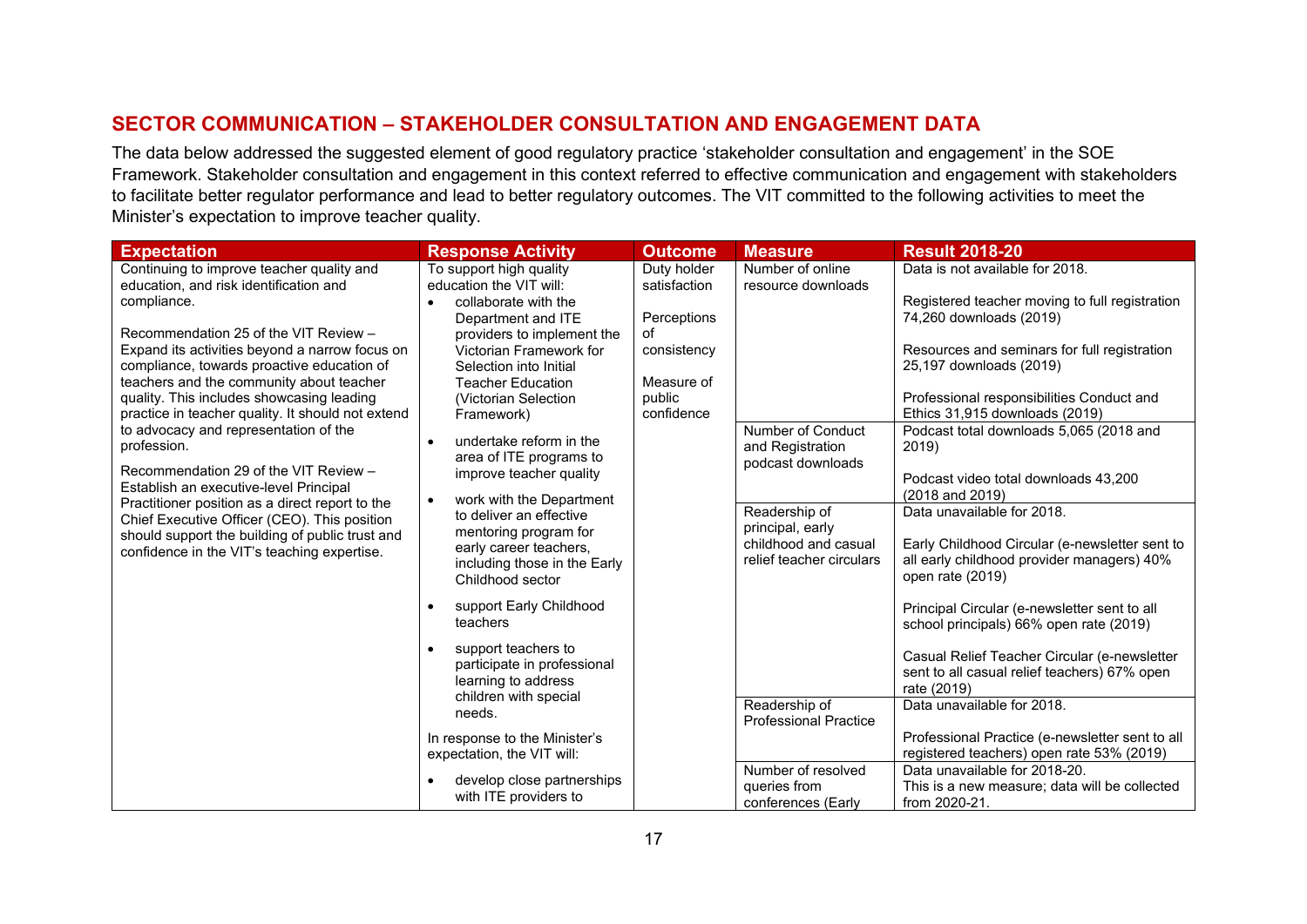## SECTOR COMMUNICATION – STAKEHOLDER CONSULTATION AND ENGAGEMENT DATA

The data below addressed the suggested element of good regulatory practice 'stakeholder consultation and engagement' in the SOE Framework. Stakeholder consultation and engagement in this context referred to effective communication and engagement with stakeholders to facilitate better regulator performance and lead to better regulatory outcomes. The VIT committed to the following activities to meet the Minister's expectation to improve teacher quality.

| Expectation | Response Activity | Outcome | Measure | Result 2018-20 |
|---|---|---|---|---|
| Continuing to improve teacher quality and education, and risk identification and compliance.<br><br>Recommendation 25 of the VIT Review – Expand its activities beyond a narrow focus on compliance, towards proactive education of teachers and the community about teacher quality. This includes showcasing leading practice in teacher quality. It should not extend to advocacy and representation of the profession.<br><br>Recommendation 29 of the VIT Review – Establish an executive-level Principal Practitioner position as a direct report to the Chief Executive Officer (CEO). This position should support the building of public trust and confidence in the VIT's teaching expertise. | To support high quality education the VIT will:<br>• collaborate with the Department and ITE providers to implement the Victorian Framework for Selection into Initial Teacher Education (Victorian Selection Framework)<br>• undertake reform in the area of ITE programs to improve teacher quality<br>• work with the Department to deliver an effective mentoring program for early career teachers, including those in the Early Childhood sector<br>• support Early Childhood teachers<br>• support teachers to participate in professional learning to address children with special needs.<br><br>In response to the Minister's expectation, the VIT will:<br>• develop close partnerships with ITE providers to | Duty holder satisfaction<br><br>Perceptions of consistency<br><br>Measure of public confidence | Number of online resource downloads | Data is not available for 2018.<br><br>Registered teacher moving to full registration 74,260 downloads (2019)<br><br>Resources and seminars for full registration 25,197 downloads (2019)<br><br>Professional responsibilities Conduct and Ethics 31,915 downloads (2019) |
| | | | Number of Conduct and Registration podcast downloads | Podcast total downloads 5,065 (2018 and 2019)<br><br>Podcast video total downloads 43,200 (2018 and 2019) |
| | | | Readership of principal, early childhood and casual relief teacher circulars | Data unavailable for 2018.<br><br>Early Childhood Circular (e-newsletter sent to all early childhood provider managers) 40% open rate (2019)<br><br>Principal Circular (e-newsletter sent to all school principals) 66% open rate (2019)<br><br>Casual Relief Teacher Circular (e-newsletter sent to all casual relief teachers) 67% open rate (2019) |
| | | | Readership of Professional Practice | Data unavailable for 2018.<br><br>Professional Practice (e-newsletter sent to all registered teachers) open rate 53% (2019) |
| | | | Number of resolved queries from conferences (Early | Data unavailable for 2018-20.<br>This is a new measure; data will be collected from 2020-21. |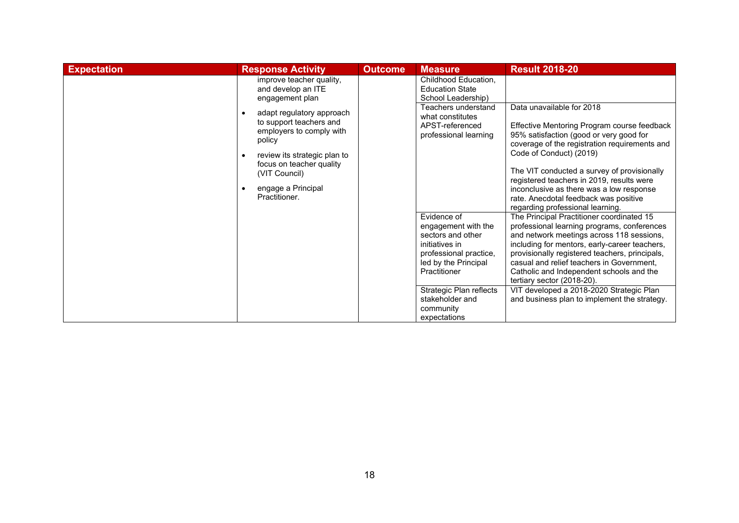| Expectation | Response Activity | Outcome | Measure | Result 2018-20 |
|---|---|---|---|---|
| | improve teacher quality, and develop an ITE engagement plan<br>• adapt regulatory approach to support teachers and employers to comply with policy<br>• review its strategic plan to focus on teacher quality (VIT Council)<br>• engage a Principal Practitioner. | | Childhood Education, Education State School Leadership) | |
| | | | Teachers understand what constitutes APST-referenced professional learning | Data unavailable for 2018<br><br>Effective Mentoring Program course feedback 95% satisfaction (good or very good for coverage of the registration requirements and Code of Conduct) (2019)<br><br>The VIT conducted a survey of provisionally registered teachers in 2019, results were inconclusive as there was a low response rate. Anecdotal feedback was positive regarding professional learning. |
| | | | Evidence of engagement with the sectors and other initiatives in professional practice, led by the Principal Practitioner | The Principal Practitioner coordinated 15 professional learning programs, conferences and network meetings across 118 sessions, including for mentors, early-career teachers, provisionally registered teachers, principals, casual and relief teachers in Government, Catholic and Independent schools and the tertiary sector (2018-20). |
| | | | Strategic Plan reflects stakeholder and community expectations | VIT developed a 2018-2020 Strategic Plan and business plan to implement the strategy. |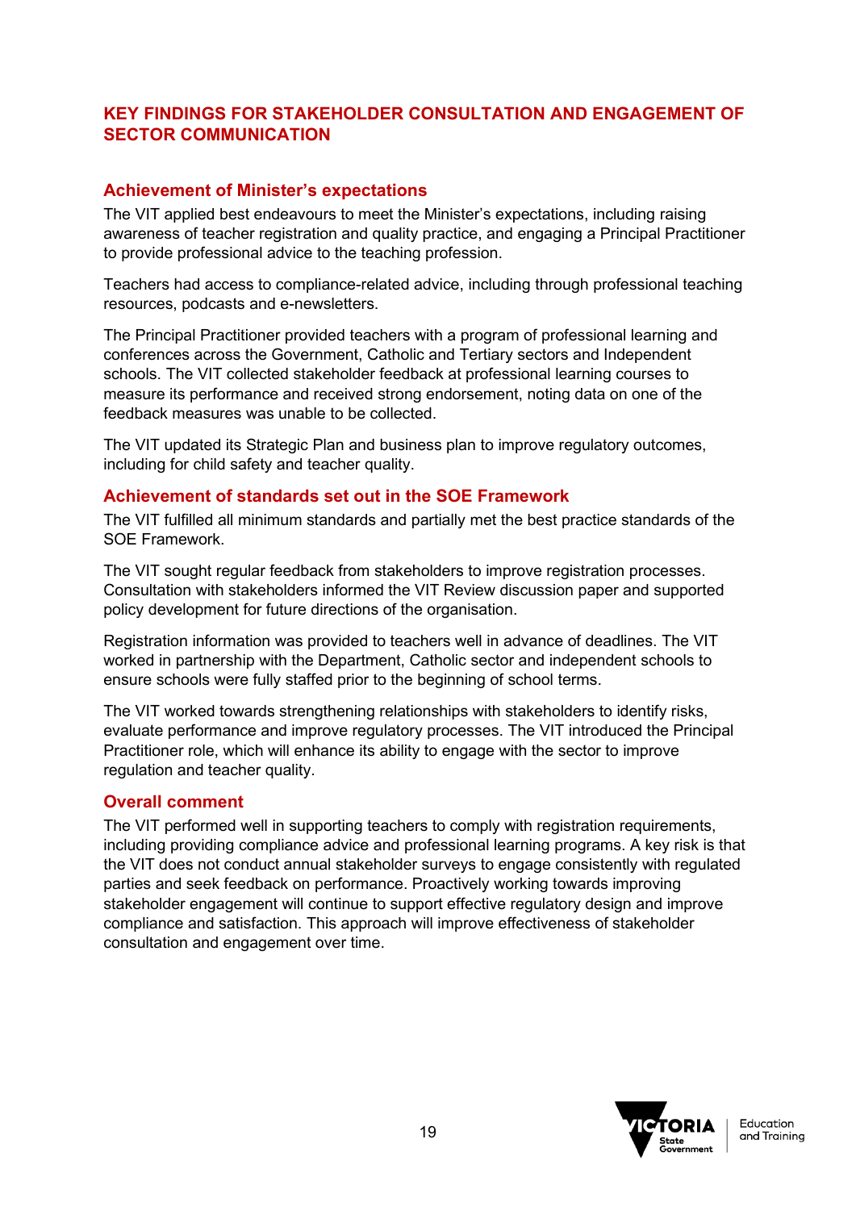## KEY FINDINGS FOR STAKEHOLDER CONSULTATION AND ENGAGEMENT OF SECTOR COMMUNICATION

### Achievement of Minister's expectations

The VIT applied best endeavours to meet the Minister's expectations, including raising awareness of teacher registration and quality practice, and engaging a Principal Practitioner to provide professional advice to the teaching profession.

Teachers had access to compliance-related advice, including through professional teaching resources, podcasts and e-newsletters.

The Principal Practitioner provided teachers with a program of professional learning and conferences across the Government, Catholic and Tertiary sectors and Independent schools. The VIT collected stakeholder feedback at professional learning courses to measure its performance and received strong endorsement, noting data on one of the feedback measures was unable to be collected.

The VIT updated its Strategic Plan and business plan to improve regulatory outcomes, including for child safety and teacher quality.

### Achievement of standards set out in the SOE Framework

The VIT fulfilled all minimum standards and partially met the best practice standards of the SOE Framework.

The VIT sought regular feedback from stakeholders to improve registration processes. Consultation with stakeholders informed the VIT Review discussion paper and supported policy development for future directions of the organisation.

Registration information was provided to teachers well in advance of deadlines. The VIT worked in partnership with the Department, Catholic sector and independent schools to ensure schools were fully staffed prior to the beginning of school terms.

The VIT worked towards strengthening relationships with stakeholders to identify risks, evaluate performance and improve regulatory processes. The VIT introduced the Principal Practitioner role, which will enhance its ability to engage with the sector to improve regulation and teacher quality.

### Overall comment

The VIT performed well in supporting teachers to comply with registration requirements, including providing compliance advice and professional learning programs. A key risk is that the VIT does not conduct annual stakeholder surveys to engage consistently with regulated parties and seek feedback on performance. Proactively working towards improving stakeholder engagement will continue to support effective regulatory design and improve compliance and satisfaction. This approach will improve effectiveness of stakeholder consultation and engagement over time.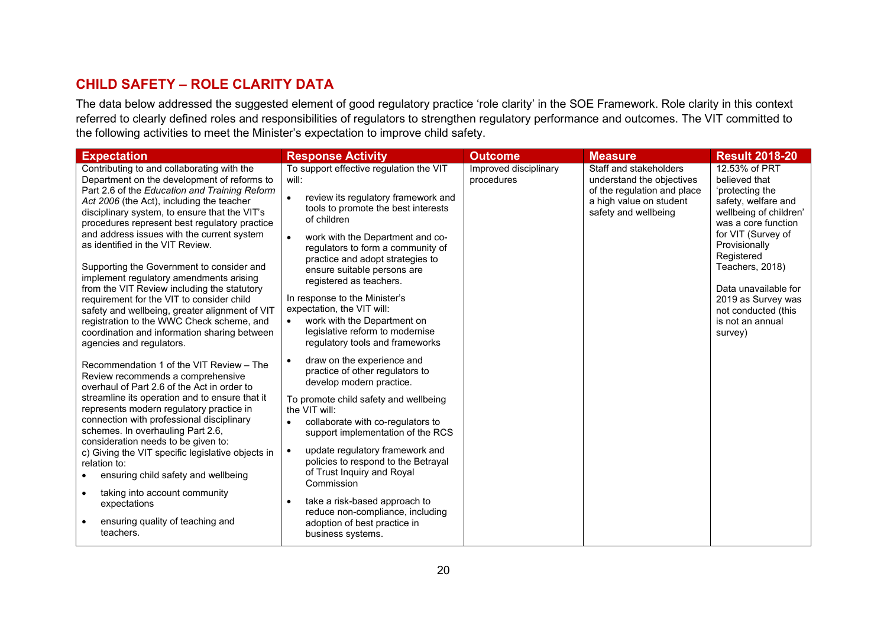## CHILD SAFETY – ROLE CLARITY DATA

The data below addressed the suggested element of good regulatory practice 'role clarity' in the SOE Framework. Role clarity in this context referred to clearly defined roles and responsibilities of regulators to strengthen regulatory performance and outcomes. The VIT committed to the following activities to meet the Minister's expectation to improve child safety.

| Expectation | Response Activity | Outcome | Measure | Result 2018-20 |
|---|---|---|---|---|
| Contributing to and collaborating with the Department on the development of reforms to Part 2.6 of the *Education and Training Reform Act 2006* (the Act), including the teacher disciplinary system, to ensure that the VIT's procedures represent best regulatory practice and address issues with the current system as identified in the VIT Review.<br><br>Supporting the Government to consider and implement regulatory amendments arising from the VIT Review including the statutory requirement for the VIT to consider child safety and wellbeing, greater alignment of VIT registration to the WWC Check scheme, and coordination and information sharing between agencies and regulators.<br><br>Recommendation 1 of the VIT Review – The Review recommends a comprehensive overhaul of Part 2.6 of the Act in order to streamline its operation and to ensure that it represents modern regulatory practice in connection with professional disciplinary schemes. In overhauling Part 2.6, consideration needs to be given to:<br>c) Giving the VIT specific legislative objects in relation to:<br>• ensuring child safety and wellbeing<br>• taking into account community expectations<br>• ensuring quality of teaching and teachers. | To support effective regulation the VIT will:<br>• review its regulatory framework and tools to promote the best interests of children<br>• work with the Department and co-regulators to form a community of practice and adopt strategies to ensure suitable persons are registered as teachers.<br><br>In response to the Minister's expectation, the VIT will:<br>• work with the Department on legislative reform to modernise regulatory tools and frameworks<br>• draw on the experience and practice of other regulators to develop modern practice.<br><br>To promote child safety and wellbeing the VIT will:<br>• collaborate with co-regulators to support implementation of the RCS<br>• update regulatory framework and policies to respond to the Betrayal of Trust Inquiry and Royal Commission<br>• take a risk-based approach to reduce non-compliance, including adoption of best practice in business systems. | Improved disciplinary procedures | Staff and stakeholders understand the objectives of the regulation and place a high value on student safety and wellbeing | 12.53% of PRT believed that 'protecting the safety, welfare and wellbeing of children' was a core function for VIT (Survey of Provisionally Registered Teachers, 2018)<br><br>Data unavailable for 2019 as Survey was not conducted (this is not an annual survey) |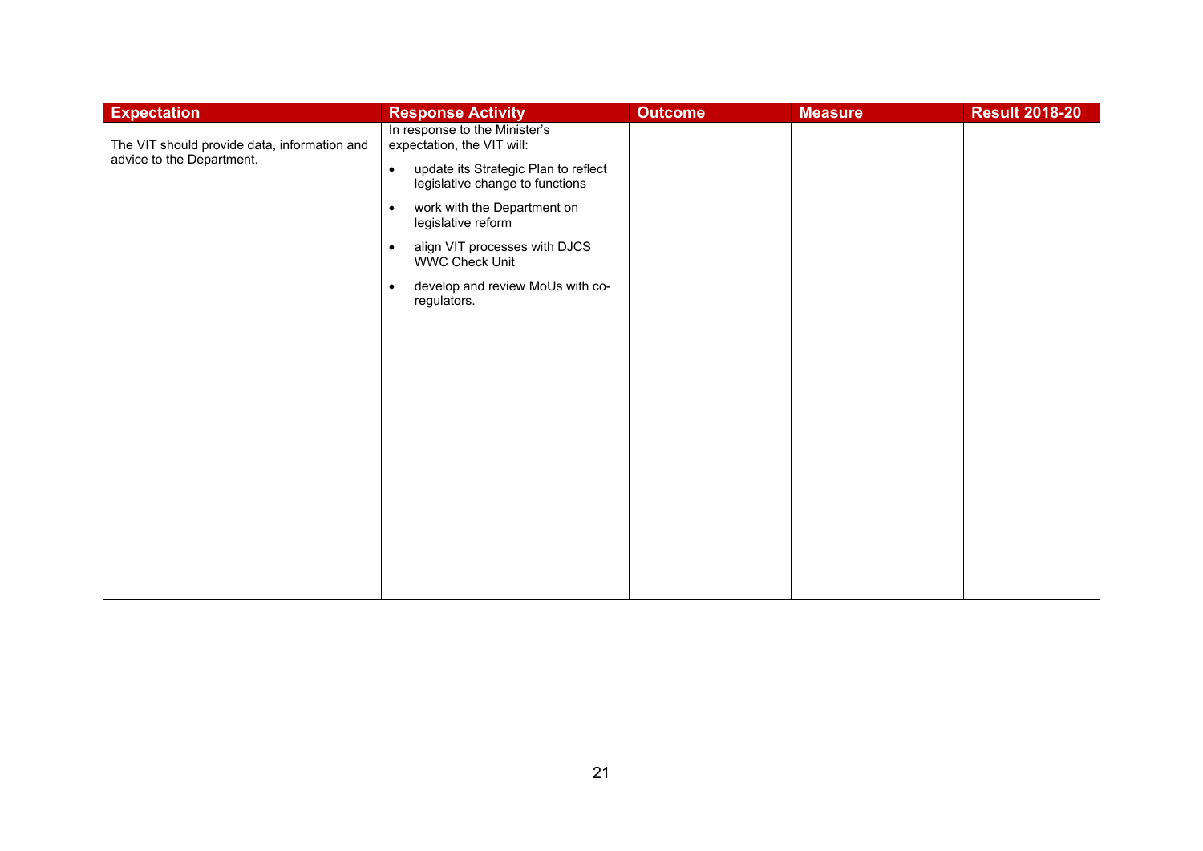| Expectation | Response Activity | Outcome | Measure | Result 2018-20 |
|---|---|---|---|---|
| The VIT should provide data, information and advice to the Department. | In response to the Minister's expectation, the VIT will:<br>• update its Strategic Plan to reflect legislative change to functions<br>• work with the Department on legislative reform<br>• align VIT processes with DJCS WWC Check Unit<br>• develop and review MoUs with co-regulators. | | | |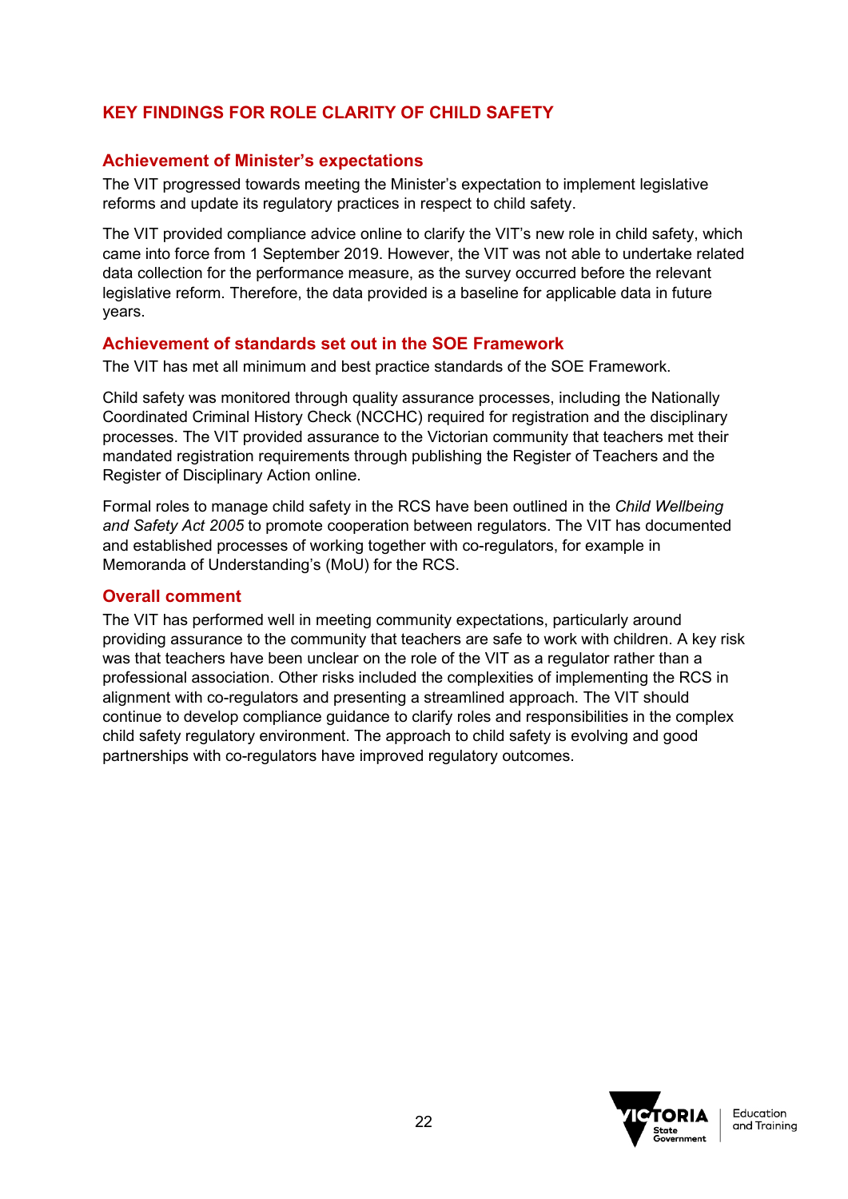## KEY FINDINGS FOR ROLE CLARITY OF CHILD SAFETY

### Achievement of Minister's expectations

The VIT progressed towards meeting the Minister's expectation to implement legislative reforms and update its regulatory practices in respect to child safety.

The VIT provided compliance advice online to clarify the VIT's new role in child safety, which came into force from 1 September 2019. However, the VIT was not able to undertake related data collection for the performance measure, as the survey occurred before the relevant legislative reform. Therefore, the data provided is a baseline for applicable data in future years.

### Achievement of standards set out in the SOE Framework

The VIT has met all minimum and best practice standards of the SOE Framework.

Child safety was monitored through quality assurance processes, including the Nationally Coordinated Criminal History Check (NCCHC) required for registration and the disciplinary processes. The VIT provided assurance to the Victorian community that teachers met their mandated registration requirements through publishing the Register of Teachers and the Register of Disciplinary Action online.

Formal roles to manage child safety in the RCS have been outlined in the *Child Wellbeing and Safety Act 2005* to promote cooperation between regulators. The VIT has documented and established processes of working together with co-regulators, for example in Memoranda of Understanding's (MoU) for the RCS.

### Overall comment

The VIT has performed well in meeting community expectations, particularly around providing assurance to the community that teachers are safe to work with children. A key risk was that teachers have been unclear on the role of the VIT as a regulator rather than a professional association. Other risks included the complexities of implementing the RCS in alignment with co-regulators and presenting a streamlined approach. The VIT should continue to develop compliance guidance to clarify roles and responsibilities in the complex child safety regulatory environment. The approach to child safety is evolving and good partnerships with co-regulators have improved regulatory outcomes.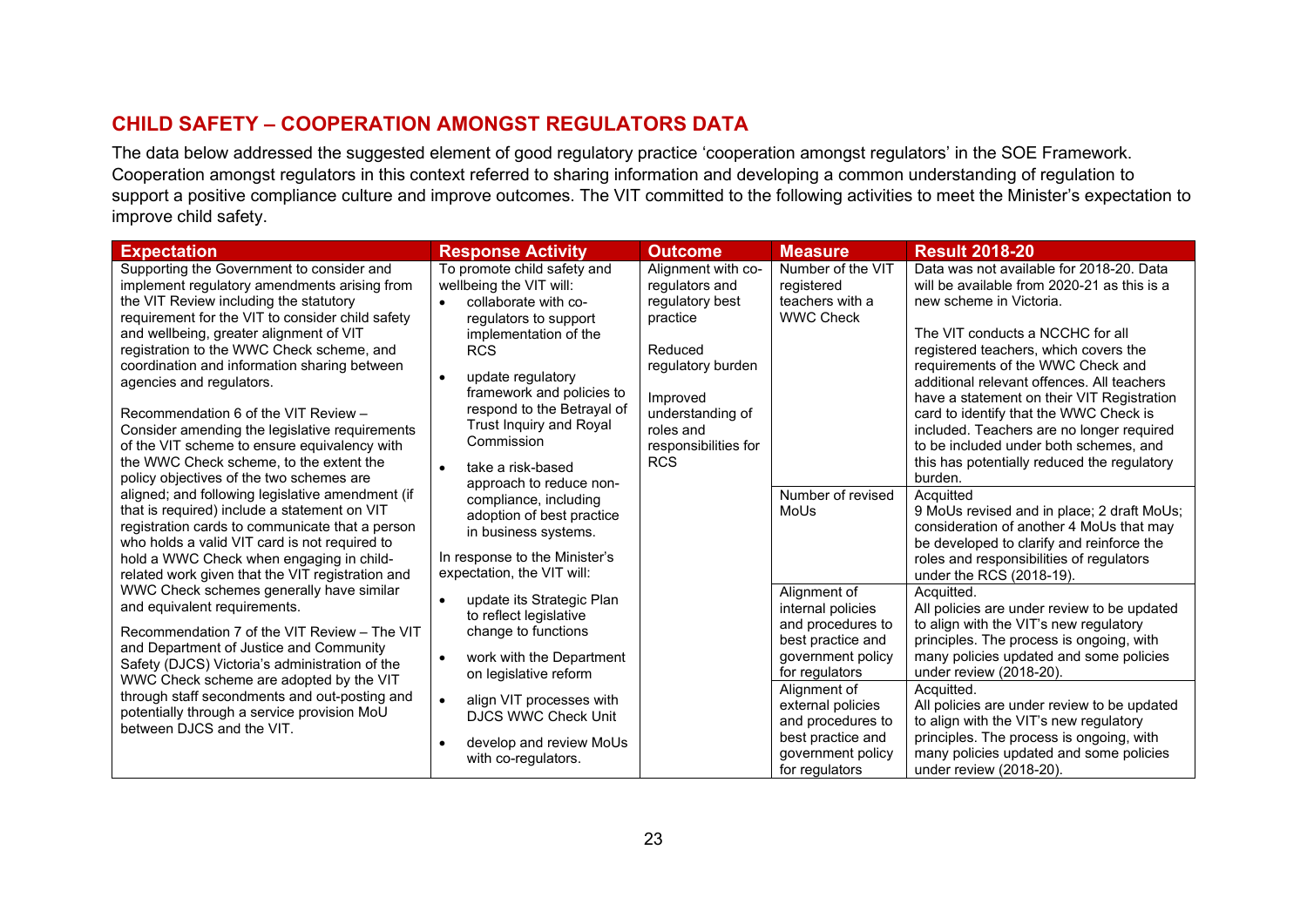## CHILD SAFETY – COOPERATION AMONGST REGULATORS DATA

The data below addressed the suggested element of good regulatory practice 'cooperation amongst regulators' in the SOE Framework. Cooperation amongst regulators in this context referred to sharing information and developing a common understanding of regulation to support a positive compliance culture and improve outcomes. The VIT committed to the following activities to meet the Minister's expectation to improve child safety.

| Expectation | Response Activity | Outcome | Measure | Result 2018-20 |
|---|---|---|---|---|
| Supporting the Government to consider and implement regulatory amendments arising from the VIT Review including the statutory requirement for the VIT to consider child safety and wellbeing, greater alignment of VIT registration to the WWC Check scheme, and coordination and information sharing between agencies and regulators.<br><br>Recommendation 6 of the VIT Review – Consider amending the legislative requirements of the VIT scheme to ensure equivalency with the WWC Check scheme, to the extent the policy objectives of the two schemes are aligned; and following legislative amendment (if that is required) include a statement on VIT registration cards to communicate that a person who holds a valid VIT card is not required to hold a WWC Check when engaging in child-related work given that the VIT registration and WWC Check schemes generally have similar and equivalent requirements.<br><br>Recommendation 7 of the VIT Review – The VIT and Department of Justice and Community Safety (DJCS) Victoria's administration of the WWC Check scheme are adopted by the VIT through staff secondments and out-posting and potentially through a service provision MoU between DJCS and the VIT. | To promote child safety and wellbeing the VIT will:<br>• collaborate with co-regulators to support implementation of the RCS<br>• update regulatory framework and policies to respond to the Betrayal of Trust Inquiry and Royal Commission<br>• take a risk-based approach to reduce non-compliance, including adoption of best practice in business systems.<br><br>In response to the Minister's expectation, the VIT will:<br>• update its Strategic Plan to reflect legislative change to functions<br>• work with the Department on legislative reform<br>• align VIT processes with DJCS WWC Check Unit<br>• develop and review MoUs with co-regulators. | Alignment with co-regulators and regulatory best practice<br><br>Reduced regulatory burden<br><br>Improved understanding of roles and responsibilities for RCS | Number of the VIT registered teachers with a WWC Check | Data was not available for 2018-20. Data will be available from 2020-21 as this is a new scheme in Victoria.<br><br>The VIT conducts a NCCHC for all registered teachers, which covers the requirements of the WWC Check and additional relevant offences. All teachers have a statement on their VIT Registration card to identify that the WWC Check is included. Teachers are no longer required to be included under both schemes, and this has potentially reduced the regulatory burden. |
| | | | Number of revised MoUs | Acquitted<br>9 MoUs revised and in place; 2 draft MoUs; consideration of another 4 MoUs that may be developed to clarify and reinforce the roles and responsibilities of regulators under the RCS (2018-19). |
| | | | Alignment of internal policies and procedures to best practice and government policy for regulators | Acquitted.<br>All policies are under review to be updated to align with the VIT's new regulatory principles. The process is ongoing, with many policies updated and some policies under review (2018-20). |
| | | | Alignment of external policies and procedures to best practice and government policy for regulators | Acquitted.<br>All policies are under review to be updated to align with the VIT's new regulatory principles. The process is ongoing, with many policies updated and some policies under review (2018-20). |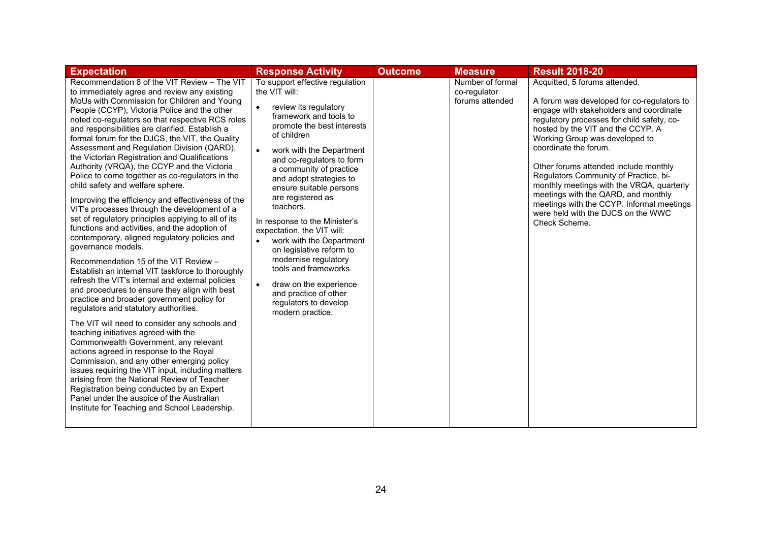| Expectation | Response Activity | Outcome | Measure | Result 2018-20 |
|---|---|---|---|---|
| Recommendation 8 of the VIT Review – The VIT to immediately agree and review any existing MoUs with Commission for Children and Young People (CCYP), Victoria Police and the other noted co-regulators so that respective RCS roles and responsibilities are clarified. Establish a formal forum for the DJCS, the VIT, the Quality Assessment and Regulation Division (QARD), the Victorian Registration and Qualifications Authority (VRQA), the CCYP and the Victoria Police to come together as co-regulators in the child safety and welfare sphere.<br><br>Improving the efficiency and effectiveness of the VIT's processes through the development of a set of regulatory principles applying to all of its functions and activities, and the adoption of contemporary, aligned regulatory policies and governance models.<br><br>Recommendation 15 of the VIT Review – Establish an internal VIT taskforce to thoroughly refresh the VIT's internal and external policies and procedures to ensure they align with best practice and broader government policy for regulators and statutory authorities.<br><br>The VIT will need to consider any schools and teaching initiatives agreed with the Commonwealth Government, any relevant actions agreed in response to the Royal Commission, and any other emerging policy issues requiring the VIT input, including matters arising from the National Review of Teacher Registration being conducted by an Expert Panel under the auspice of the Australian Institute for Teaching and School Leadership. | To support effective regulation the VIT will:<br><br>• review its regulatory framework and tools to promote the best interests of children<br><br>• work with the Department and co-regulators to form a community of practice and adopt strategies to ensure suitable persons are registered as teachers.<br><br>In response to the Minister's expectation, the VIT will:<br><br>• work with the Department on legislative reform to modernise regulatory tools and frameworks<br><br>• draw on the experience and practice of other regulators to develop modern practice. | | Number of formal co-regulator forums attended | Acquitted, 5 forums attended.<br><br>A forum was developed for co-regulators to engage with stakeholders and coordinate regulatory processes for child safety, co-hosted by the VIT and the CCYP. A Working Group was developed to coordinate the forum.<br><br>Other forums attended include monthly Regulators Community of Practice, bi-monthly meetings with the VRQA, quarterly meetings with the QARD, and monthly meetings with the CCYP. Informal meetings were held with the DJCS on the WWC Check Scheme. |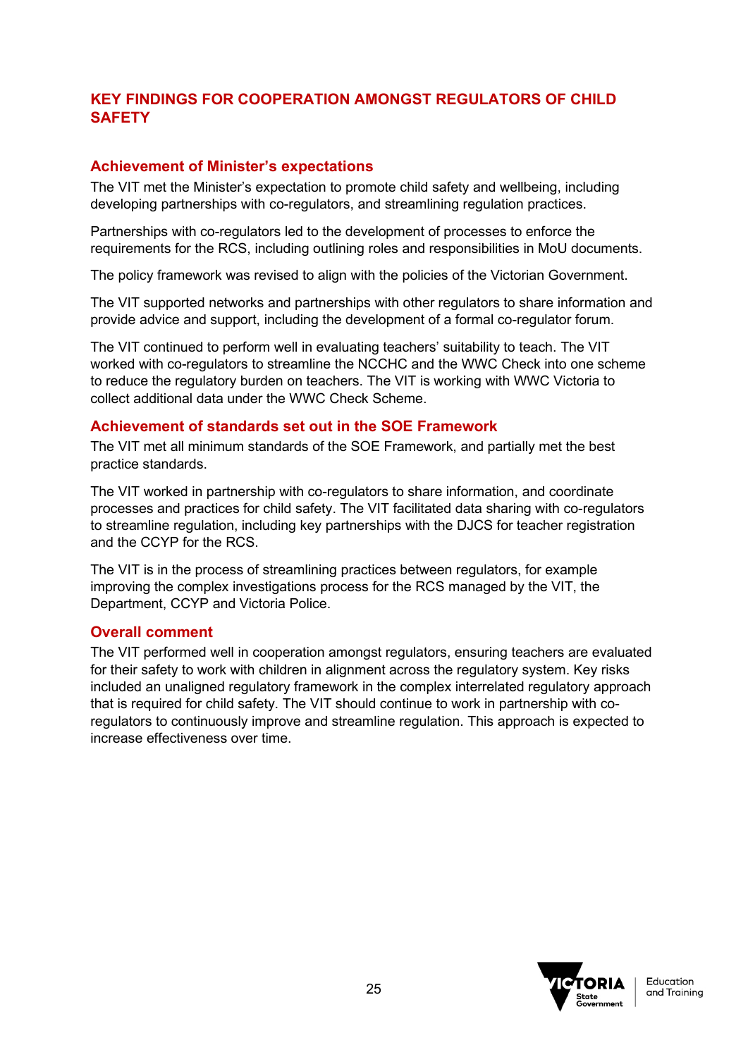## KEY FINDINGS FOR COOPERATION AMONGST REGULATORS OF CHILD SAFETY

### Achievement of Minister's expectations

The VIT met the Minister's expectation to promote child safety and wellbeing, including developing partnerships with co-regulators, and streamlining regulation practices.

Partnerships with co-regulators led to the development of processes to enforce the requirements for the RCS, including outlining roles and responsibilities in MoU documents.

The policy framework was revised to align with the policies of the Victorian Government.

The VIT supported networks and partnerships with other regulators to share information and provide advice and support, including the development of a formal co-regulator forum.

The VIT continued to perform well in evaluating teachers' suitability to teach. The VIT worked with co-regulators to streamline the NCCHC and the WWC Check into one scheme to reduce the regulatory burden on teachers. The VIT is working with WWC Victoria to collect additional data under the WWC Check Scheme.

### Achievement of standards set out in the SOE Framework

The VIT met all minimum standards of the SOE Framework, and partially met the best practice standards.

The VIT worked in partnership with co-regulators to share information, and coordinate processes and practices for child safety. The VIT facilitated data sharing with co-regulators to streamline regulation, including key partnerships with the DJCS for teacher registration and the CCYP for the RCS.

The VIT is in the process of streamlining practices between regulators, for example improving the complex investigations process for the RCS managed by the VIT, the Department, CCYP and Victoria Police.

### Overall comment

The VIT performed well in cooperation amongst regulators, ensuring teachers are evaluated for their safety to work with children in alignment across the regulatory system. Key risks included an unaligned regulatory framework in the complex interrelated regulatory approach that is required for child safety. The VIT should continue to work in partnership with co-regulators to continuously improve and streamline regulation. This approach is expected to increase effectiveness over time.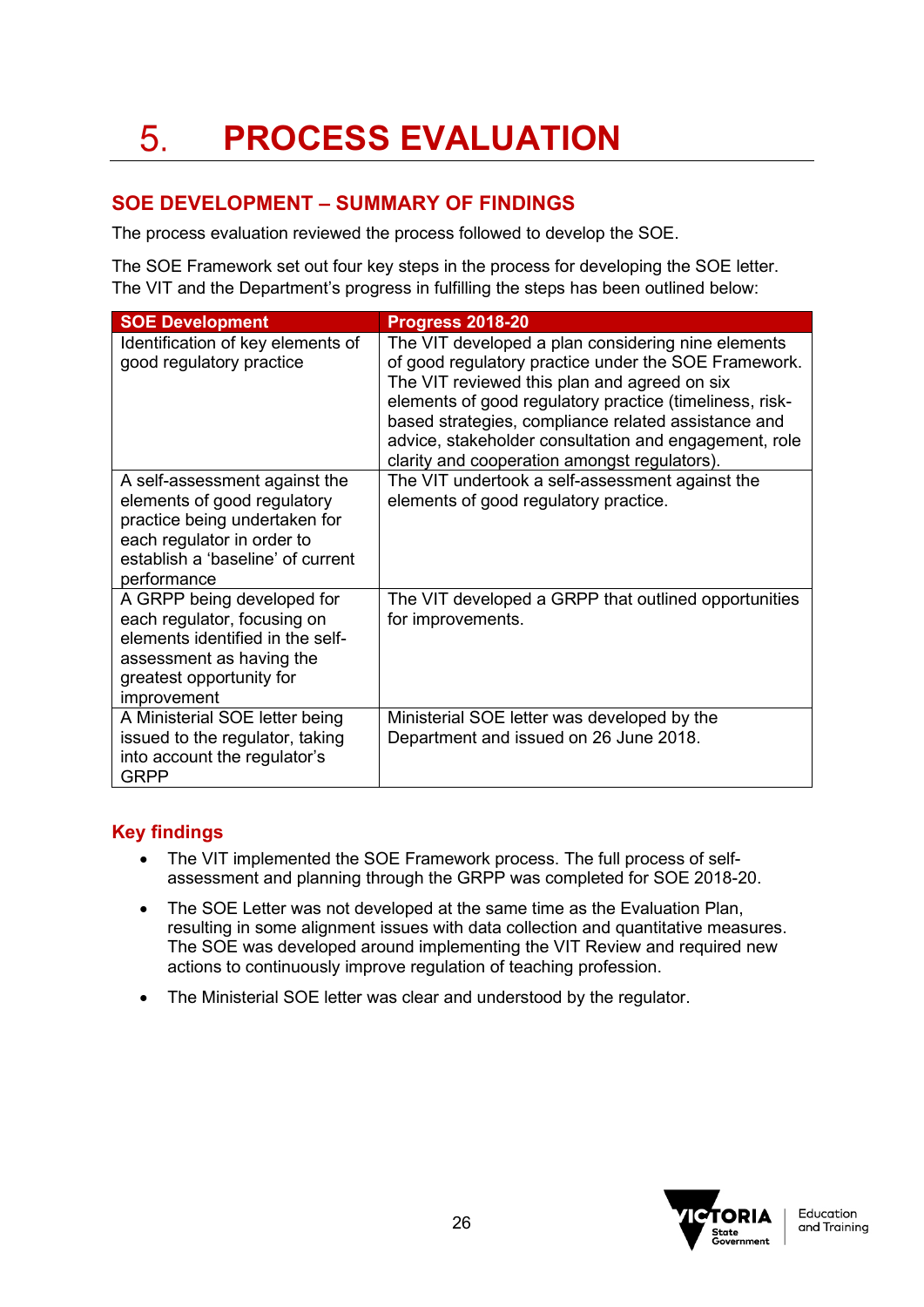# 5. PROCESS EVALUATION

## SOE DEVELOPMENT – SUMMARY OF FINDINGS

The process evaluation reviewed the process followed to develop the SOE.

The SOE Framework set out four key steps in the process for developing the SOE letter. The VIT and the Department's progress in fulfilling the steps has been outlined below:

| SOE Development | Progress 2018-20 |
| --- | --- |
| Identification of key elements of good regulatory practice | The VIT developed a plan considering nine elements of good regulatory practice under the SOE Framework. The VIT reviewed this plan and agreed on six elements of good regulatory practice (timeliness, risk-based strategies, compliance related assistance and advice, stakeholder consultation and engagement, role clarity and cooperation amongst regulators). |
| A self-assessment against the elements of good regulatory practice being undertaken for each regulator in order to establish a 'baseline' of current performance | The VIT undertook a self-assessment against the elements of good regulatory practice. |
| A GRPP being developed for each regulator, focusing on elements identified in the self-assessment as having the greatest opportunity for improvement | The VIT developed a GRPP that outlined opportunities for improvements. |
| A Ministerial SOE letter being issued to the regulator, taking into account the regulator's GRPP | Ministerial SOE letter was developed by the Department and issued on 26 June 2018. |

### Key findings

- The VIT implemented the SOE Framework process. The full process of self-assessment and planning through the GRPP was completed for SOE 2018-20.
- The SOE Letter was not developed at the same time as the Evaluation Plan, resulting in some alignment issues with data collection and quantitative measures. The SOE was developed around implementing the VIT Review and required new actions to continuously improve regulation of teaching profession.
- The Ministerial SOE letter was clear and understood by the regulator.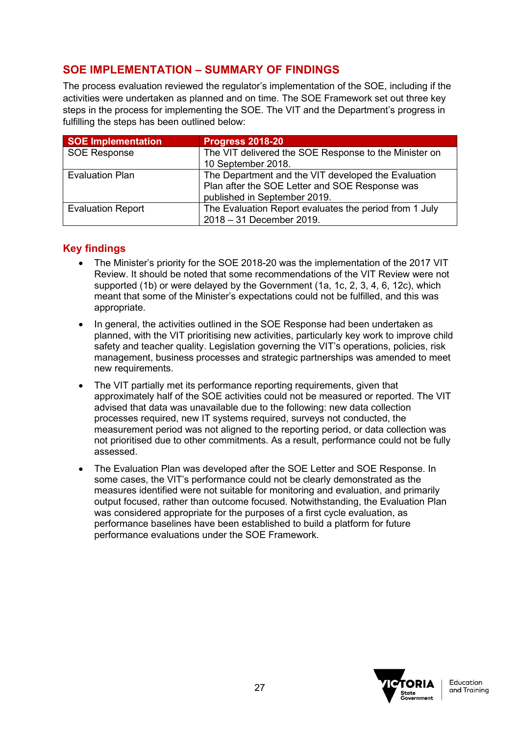## SOE IMPLEMENTATION – SUMMARY OF FINDINGS

The process evaluation reviewed the regulator's implementation of the SOE, including if the activities were undertaken as planned and on time. The SOE Framework set out three key steps in the process for implementing the SOE. The VIT and the Department's progress in fulfilling the steps has been outlined below:

| SOE Implementation | Progress 2018-20 |
| --- | --- |
| SOE Response | The VIT delivered the SOE Response to the Minister on 10 September 2018. |
| Evaluation Plan | The Department and the VIT developed the Evaluation Plan after the SOE Letter and SOE Response was published in September 2019. |
| Evaluation Report | The Evaluation Report evaluates the period from 1 July 2018 – 31 December 2019. |

### Key findings

- The Minister's priority for the SOE 2018-20 was the implementation of the 2017 VIT Review. It should be noted that some recommendations of the VIT Review were not supported (1b) or were delayed by the Government (1a, 1c, 2, 3, 4, 6, 12c), which meant that some of the Minister's expectations could not be fulfilled, and this was appropriate.
- In general, the activities outlined in the SOE Response had been undertaken as planned, with the VIT prioritising new activities, particularly key work to improve child safety and teacher quality. Legislation governing the VIT's operations, policies, risk management, business processes and strategic partnerships was amended to meet new requirements.
- The VIT partially met its performance reporting requirements, given that approximately half of the SOE activities could not be measured or reported. The VIT advised that data was unavailable due to the following: new data collection processes required, new IT systems required, surveys not conducted, the measurement period was not aligned to the reporting period, or data collection was not prioritised due to other commitments. As a result, performance could not be fully assessed.
- The Evaluation Plan was developed after the SOE Letter and SOE Response. In some cases, the VIT's performance could not be clearly demonstrated as the measures identified were not suitable for monitoring and evaluation, and primarily output focused, rather than outcome focused. Notwithstanding, the Evaluation Plan was considered appropriate for the purposes of a first cycle evaluation, as performance baselines have been established to build a platform for future performance evaluations under the SOE Framework.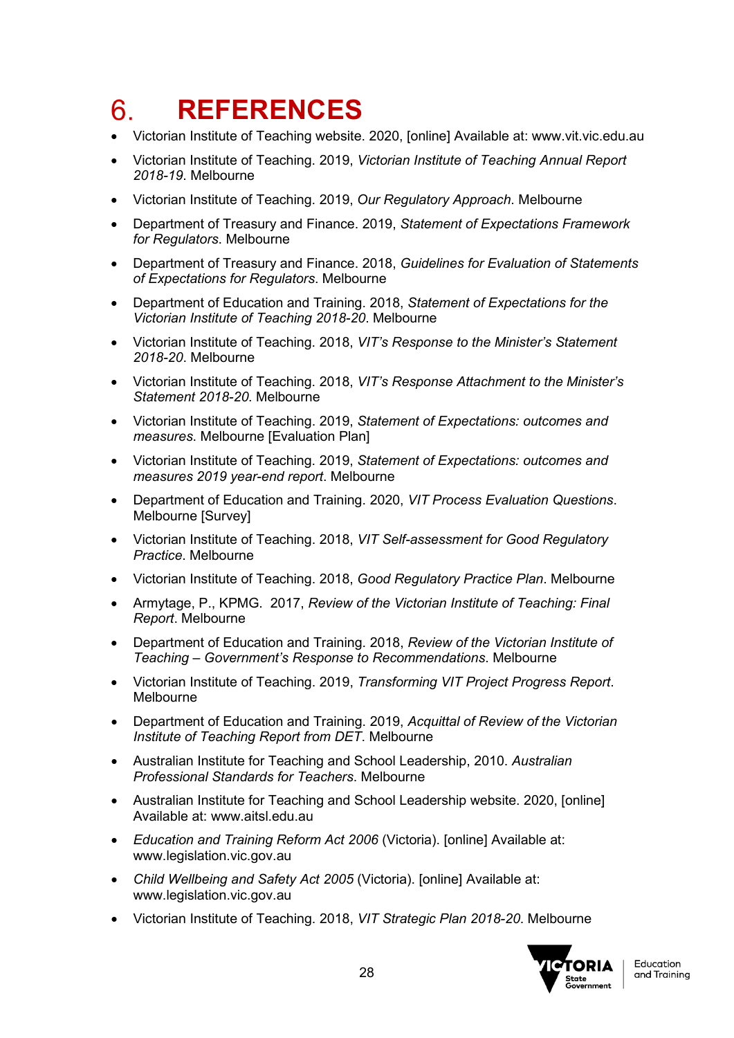# 6. REFERENCES

- Victorian Institute of Teaching website. 2020, [online] Available at: www.vit.vic.edu.au
- Victorian Institute of Teaching. 2019, *Victorian Institute of Teaching Annual Report 2018-19*. Melbourne
- Victorian Institute of Teaching. 2019, *Our Regulatory Approach*. Melbourne
- Department of Treasury and Finance. 2019, *Statement of Expectations Framework for Regulators*. Melbourne
- Department of Treasury and Finance. 2018, *Guidelines for Evaluation of Statements of Expectations for Regulators*. Melbourne
- Department of Education and Training. 2018, *Statement of Expectations for the Victorian Institute of Teaching 2018-20*. Melbourne
- Victorian Institute of Teaching. 2018, *VIT's Response to the Minister's Statement 2018-20*. Melbourne
- Victorian Institute of Teaching. 2018, *VIT's Response Attachment to the Minister's Statement 2018-20.* Melbourne
- Victorian Institute of Teaching. 2019, *Statement of Expectations: outcomes and measures.* Melbourne [Evaluation Plan]
- Victorian Institute of Teaching. 2019, *Statement of Expectations: outcomes and measures 2019 year-end report*. Melbourne
- Department of Education and Training. 2020, *VIT Process Evaluation Questions*. Melbourne [Survey]
- Victorian Institute of Teaching. 2018, *VIT Self-assessment for Good Regulatory Practice*. Melbourne
- Victorian Institute of Teaching. 2018, *Good Regulatory Practice Plan*. Melbourne
- Armytage, P., KPMG. 2017, *Review of the Victorian Institute of Teaching: Final Report*. Melbourne
- Department of Education and Training. 2018, *Review of the Victorian Institute of Teaching – Government's Response to Recommendations*. Melbourne
- Victorian Institute of Teaching. 2019, *Transforming VIT Project Progress Report*. Melbourne
- Department of Education and Training. 2019, *Acquittal of Review of the Victorian Institute of Teaching Report from DET*. Melbourne
- Australian Institute for Teaching and School Leadership, 2010. *Australian Professional Standards for Teachers*. Melbourne
- Australian Institute for Teaching and School Leadership website. 2020, [online] Available at: www.aitsl.edu.au
- *Education and Training Reform Act 2006* (Victoria). [online] Available at: www.legislation.vic.gov.au
- *Child Wellbeing and Safety Act 2005* (Victoria). [online] Available at: www.legislation.vic.gov.au
- Victorian Institute of Teaching. 2018, *VIT Strategic Plan 2018-20*. Melbourne